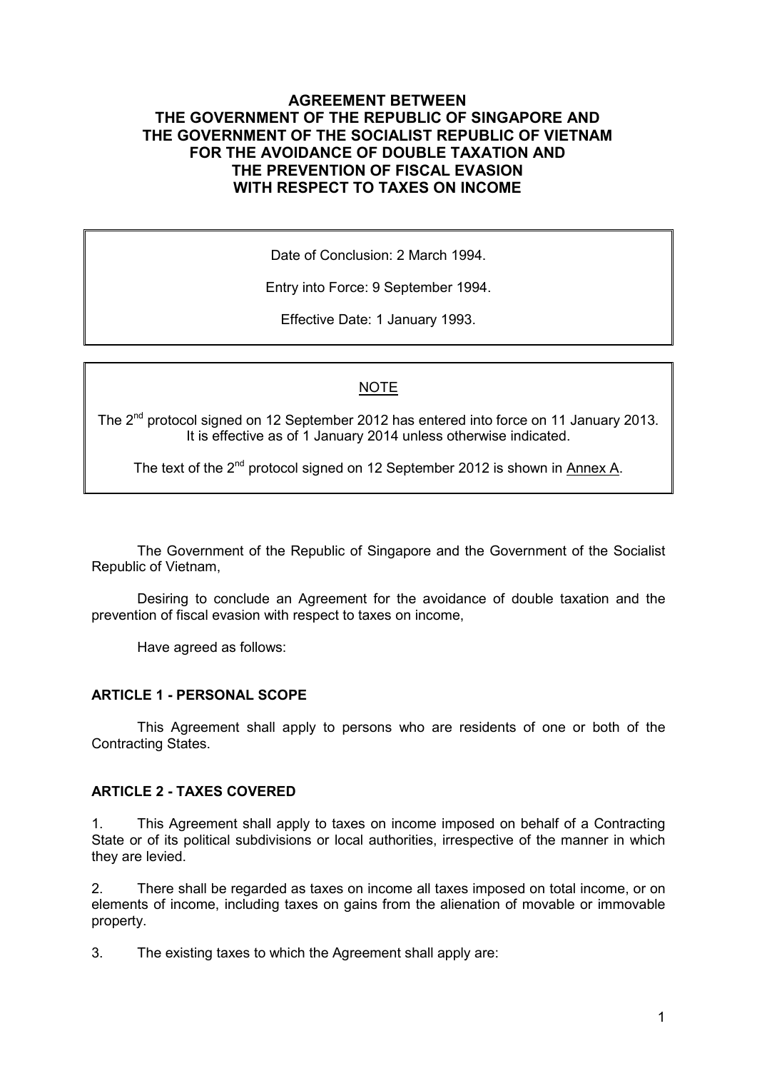# AGREEMENT BETWEEN THE GOVERNMENT OF THE REPUBLIC OF SINGAPORE AND THE GOVERNMENT OF THE SOCIALIST REPUBLIC OF VIETNAM FOR THE AVOIDANCE OF DOUBLE TAXATION AND THE PREVENTION OF FISCAL EVASION WITH RESPECT TO TAXES ON INCOME

Date of Conclusion: 2 March 1994.

Entry into Force: 9 September 1994.

Effective Date: 1 January 1993.

NOTE

The 2nd protocol signed on 12 September 2012 has entered into force on 11 January 2013. It is effective as of 1 January 2014 unless otherwise indicated.

The text of the 2nd protocol signed on 12 September 2012 is shown in Annex A.

The Government of the Republic of Singapore and the Government of the Socialist Republic of Vietnam,

Desiring to conclude an Agreement for the avoidance of double taxation and the prevention of fiscal evasion with respect to taxes on income,

Have agreed as follows:

## ARTICLE 1 - PERSONAL SCOPE

This Agreement shall apply to persons who are residents of one or both of the Contracting States.

## ARTICLE 2 - TAXES COVERED

1. This Agreement shall apply to taxes on income imposed on behalf of a Contracting State or of its political subdivisions or local authorities, irrespective of the manner in which they are levied.

2. There shall be regarded as taxes on income all taxes imposed on total income, or on elements of income, including taxes on gains from the alienation of movable or immovable property.

3. The existing taxes to which the Agreement shall apply are: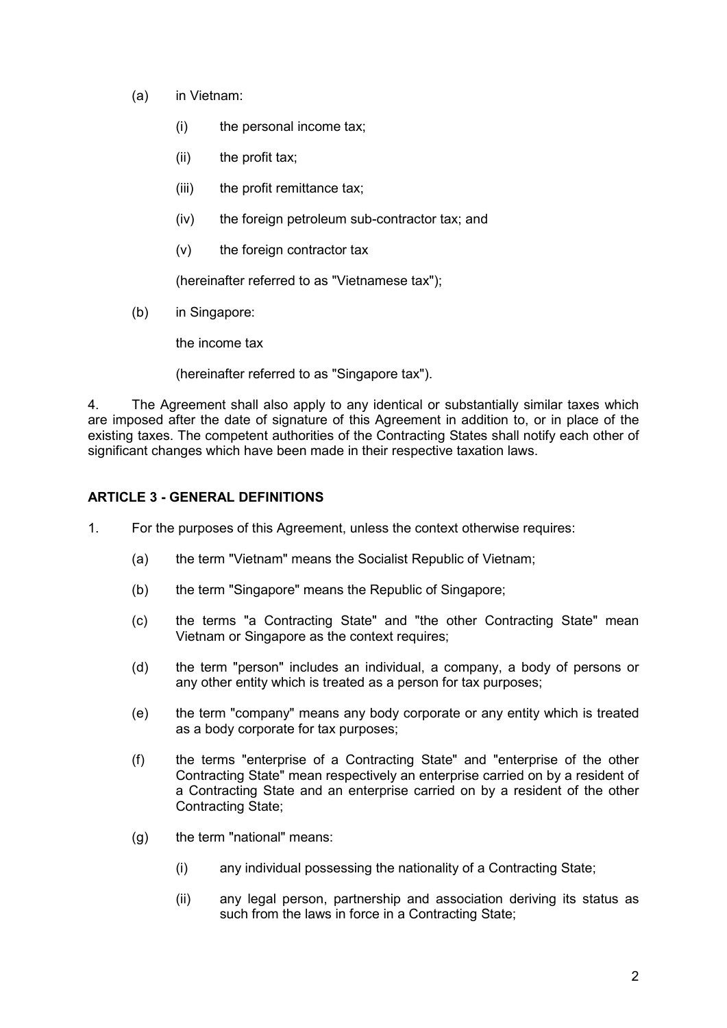(a) in Vietnam:

    (i) the personal income tax;

    (ii) the profit tax;

    (iii) the profit remittance tax;

    (iv) the foreign petroleum sub-contractor tax; and

    (v) the foreign contractor tax

    (hereinafter referred to as "Vietnamese tax");

(b) in Singapore:

    the income tax

    (hereinafter referred to as "Singapore tax").

4. The Agreement shall also apply to any identical or substantially similar taxes which are imposed after the date of signature of this Agreement in addition to, or in place of the existing taxes. The competent authorities of the Contracting States shall notify each other of significant changes which have been made in their respective taxation laws.

## ARTICLE 3 - GENERAL DEFINITIONS

1. For the purposes of this Agreement, unless the context otherwise requires:

    (a) the term "Vietnam" means the Socialist Republic of Vietnam;

    (b) the term "Singapore" means the Republic of Singapore;

    (c) the terms "a Contracting State" and "the other Contracting State" mean Vietnam or Singapore as the context requires;

    (d) the term "person" includes an individual, a company, a body of persons or any other entity which is treated as a person for tax purposes;

    (e) the term "company" means any body corporate or any entity which is treated as a body corporate for tax purposes;

    (f) the terms "enterprise of a Contracting State" and "enterprise of the other Contracting State" mean respectively an enterprise carried on by a resident of a Contracting State and an enterprise carried on by a resident of the other Contracting State;

    (g) the term "national" means:

        (i) any individual possessing the nationality of a Contracting State;

        (ii) any legal person, partnership and association deriving its status as such from the laws in force in a Contracting State;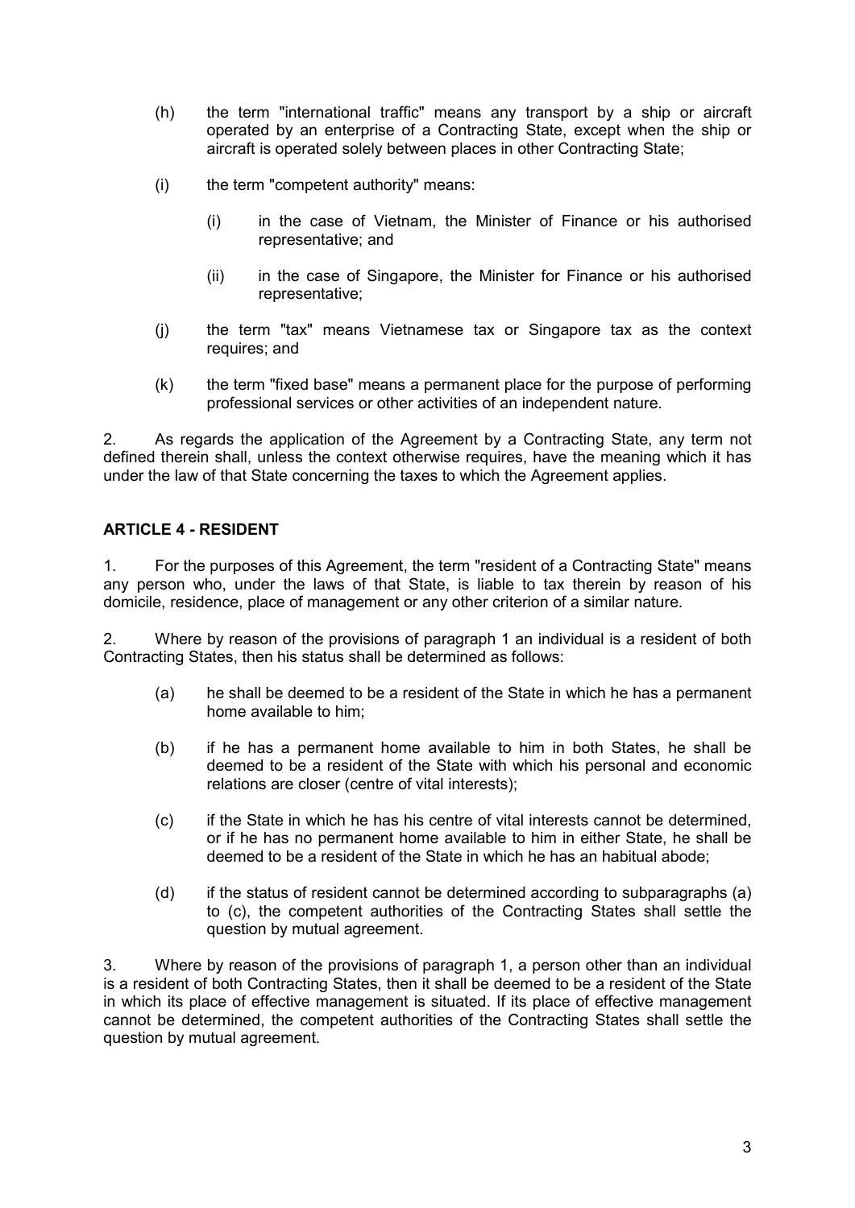(h) the term "international traffic" means any transport by a ship or aircraft operated by an enterprise of a Contracting State, except when the ship or aircraft is operated solely between places in other Contracting State;

(i) the term "competent authority" means:

   (i) in the case of Vietnam, the Minister of Finance or his authorised representative; and

   (ii) in the case of Singapore, the Minister for Finance or his authorised representative;

(j) the term "tax" means Vietnamese tax or Singapore tax as the context requires; and

(k) the term "fixed base" means a permanent place for the purpose of performing professional services or other activities of an independent nature.

2. As regards the application of the Agreement by a Contracting State, any term not defined therein shall, unless the context otherwise requires, have the meaning which it has under the law of that State concerning the taxes to which the Agreement applies.

## ARTICLE 4 - RESIDENT

1. For the purposes of this Agreement, the term "resident of a Contracting State" means any person who, under the laws of that State, is liable to tax therein by reason of his domicile, residence, place of management or any other criterion of a similar nature.

2. Where by reason of the provisions of paragraph 1 an individual is a resident of both Contracting States, then his status shall be determined as follows:

(a) he shall be deemed to be a resident of the State in which he has a permanent home available to him;

(b) if he has a permanent home available to him in both States, he shall be deemed to be a resident of the State with which his personal and economic relations are closer (centre of vital interests);

(c) if the State in which he has his centre of vital interests cannot be determined, or if he has no permanent home available to him in either State, he shall be deemed to be a resident of the State in which he has an habitual abode;

(d) if the status of resident cannot be determined according to subparagraphs (a) to (c), the competent authorities of the Contracting States shall settle the question by mutual agreement.

3. Where by reason of the provisions of paragraph 1, a person other than an individual is a resident of both Contracting States, then it shall be deemed to be a resident of the State in which its place of effective management is situated. If its place of effective management cannot be determined, the competent authorities of the Contracting States shall settle the question by mutual agreement.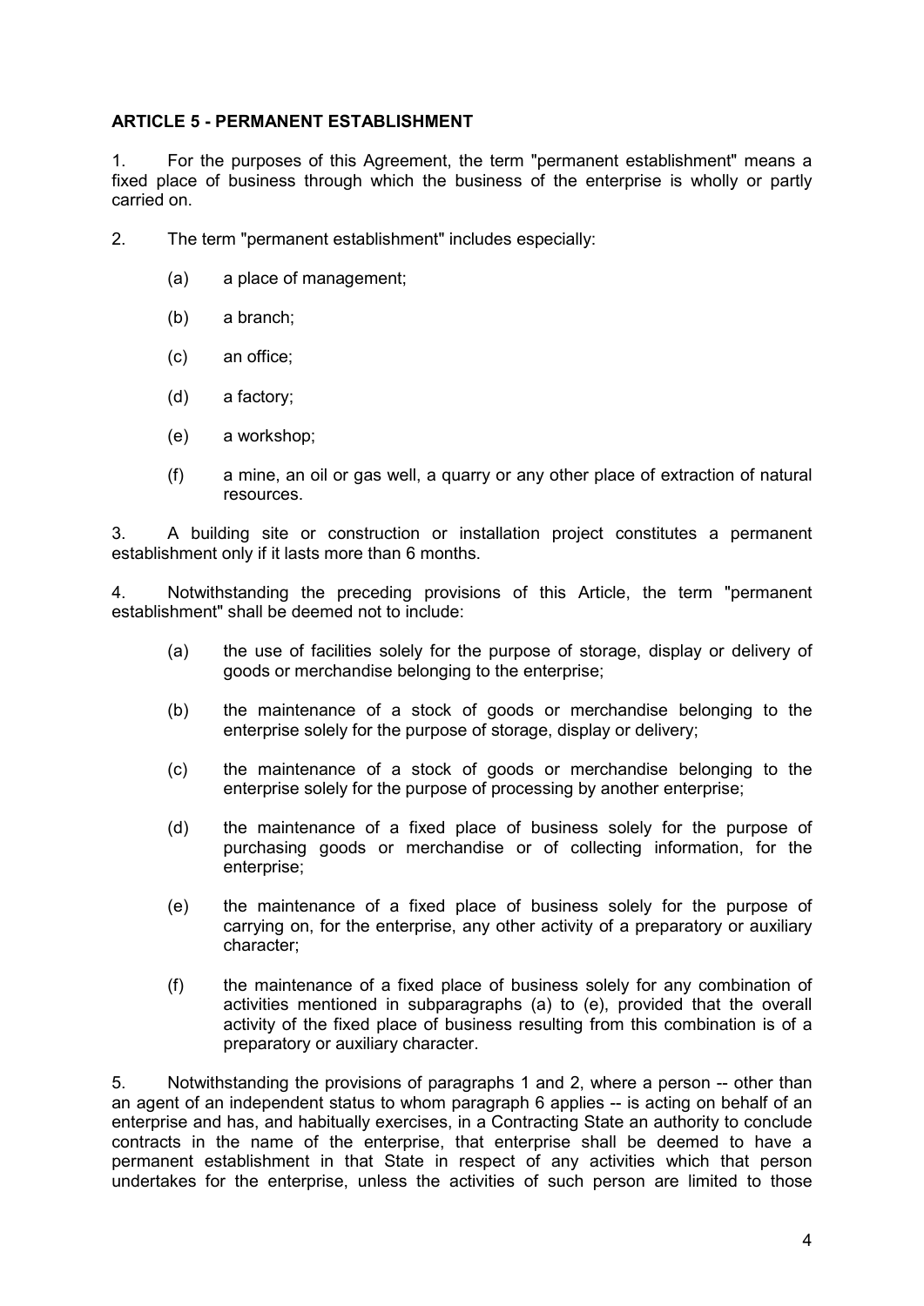**ARTICLE 5 - PERMANENT ESTABLISHMENT**

1. For the purposes of this Agreement, the term "permanent establishment" means a fixed place of business through which the business of the enterprise is wholly or partly carried on.

2. The term "permanent establishment" includes especially:

   (a) a place of management;

   (b) a branch;

   (c) an office;

   (d) a factory;

   (e) a workshop;

   (f) a mine, an oil or gas well, a quarry or any other place of extraction of natural resources.

3. A building site or construction or installation project constitutes a permanent establishment only if it lasts more than 6 months.

4. Notwithstanding the preceding provisions of this Article, the term "permanent establishment" shall be deemed not to include:

   (a) the use of facilities solely for the purpose of storage, display or delivery of goods or merchandise belonging to the enterprise;

   (b) the maintenance of a stock of goods or merchandise belonging to the enterprise solely for the purpose of storage, display or delivery;

   (c) the maintenance of a stock of goods or merchandise belonging to the enterprise solely for the purpose of processing by another enterprise;

   (d) the maintenance of a fixed place of business solely for the purpose of purchasing goods or merchandise or of collecting information, for the enterprise;

   (e) the maintenance of a fixed place of business solely for the purpose of carrying on, for the enterprise, any other activity of a preparatory or auxiliary character;

   (f) the maintenance of a fixed place of business solely for any combination of activities mentioned in subparagraphs (a) to (e), provided that the overall activity of the fixed place of business resulting from this combination is of a preparatory or auxiliary character.

5. Notwithstanding the provisions of paragraphs 1 and 2, where a person -- other than an agent of an independent status to whom paragraph 6 applies -- is acting on behalf of an enterprise and has, and habitually exercises, in a Contracting State an authority to conclude contracts in the name of the enterprise, that enterprise shall be deemed to have a permanent establishment in that State in respect of any activities which that person undertakes for the enterprise, unless the activities of such person are limited to those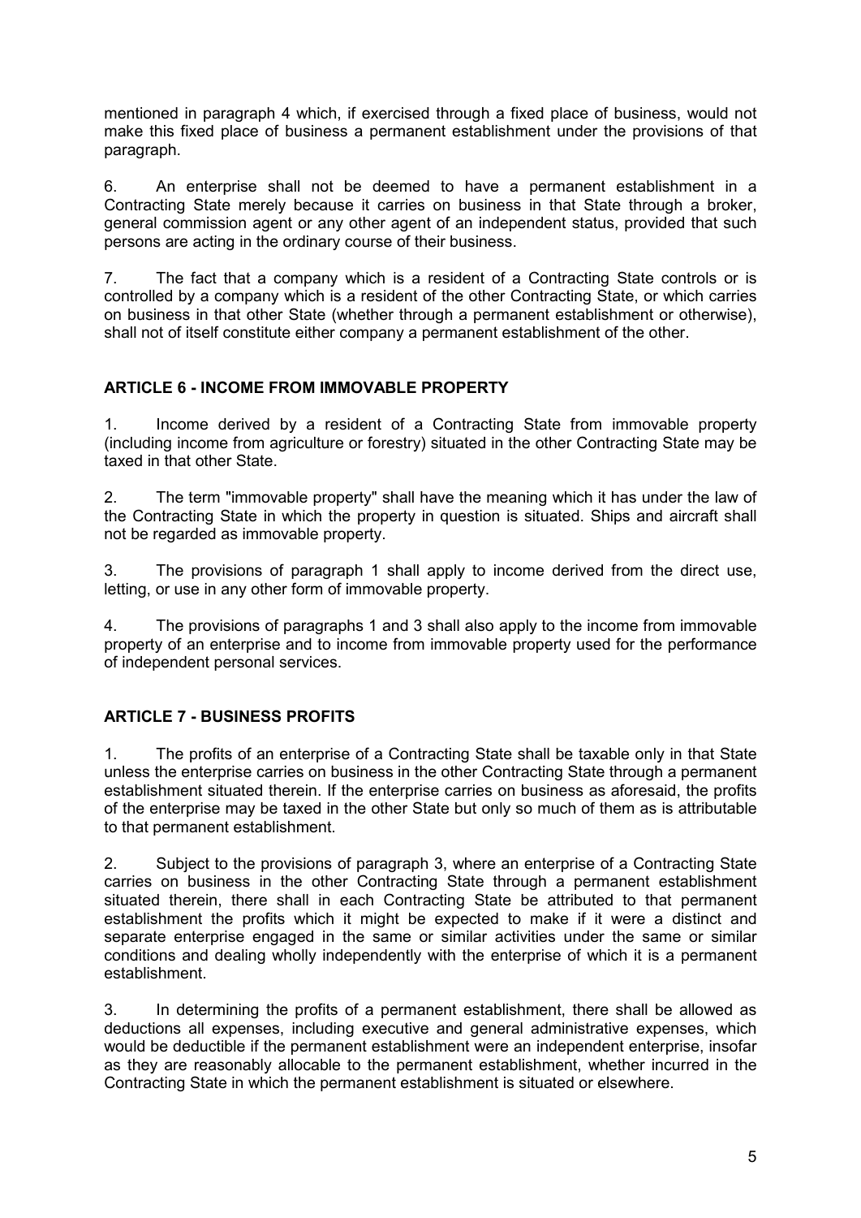mentioned in paragraph 4 which, if exercised through a fixed place of business, would not make this fixed place of business a permanent establishment under the provisions of that paragraph.

6. An enterprise shall not be deemed to have a permanent establishment in a Contracting State merely because it carries on business in that State through a broker, general commission agent or any other agent of an independent status, provided that such persons are acting in the ordinary course of their business.

7. The fact that a company which is a resident of a Contracting State controls or is controlled by a company which is a resident of the other Contracting State, or which carries on business in that other State (whether through a permanent establishment or otherwise), shall not of itself constitute either company a permanent establishment of the other.

## ARTICLE 6 - INCOME FROM IMMOVABLE PROPERTY

1. Income derived by a resident of a Contracting State from immovable property (including income from agriculture or forestry) situated in the other Contracting State may be taxed in that other State.

2. The term "immovable property" shall have the meaning which it has under the law of the Contracting State in which the property in question is situated. Ships and aircraft shall not be regarded as immovable property.

3. The provisions of paragraph 1 shall apply to income derived from the direct use, letting, or use in any other form of immovable property.

4. The provisions of paragraphs 1 and 3 shall also apply to the income from immovable property of an enterprise and to income from immovable property used for the performance of independent personal services.

## ARTICLE 7 - BUSINESS PROFITS

1. The profits of an enterprise of a Contracting State shall be taxable only in that State unless the enterprise carries on business in the other Contracting State through a permanent establishment situated therein. If the enterprise carries on business as aforesaid, the profits of the enterprise may be taxed in the other State but only so much of them as is attributable to that permanent establishment.

2. Subject to the provisions of paragraph 3, where an enterprise of a Contracting State carries on business in the other Contracting State through a permanent establishment situated therein, there shall in each Contracting State be attributed to that permanent establishment the profits which it might be expected to make if it were a distinct and separate enterprise engaged in the same or similar activities under the same or similar conditions and dealing wholly independently with the enterprise of which it is a permanent establishment.

3. In determining the profits of a permanent establishment, there shall be allowed as deductions all expenses, including executive and general administrative expenses, which would be deductible if the permanent establishment were an independent enterprise, insofar as they are reasonably allocable to the permanent establishment, whether incurred in the Contracting State in which the permanent establishment is situated or elsewhere.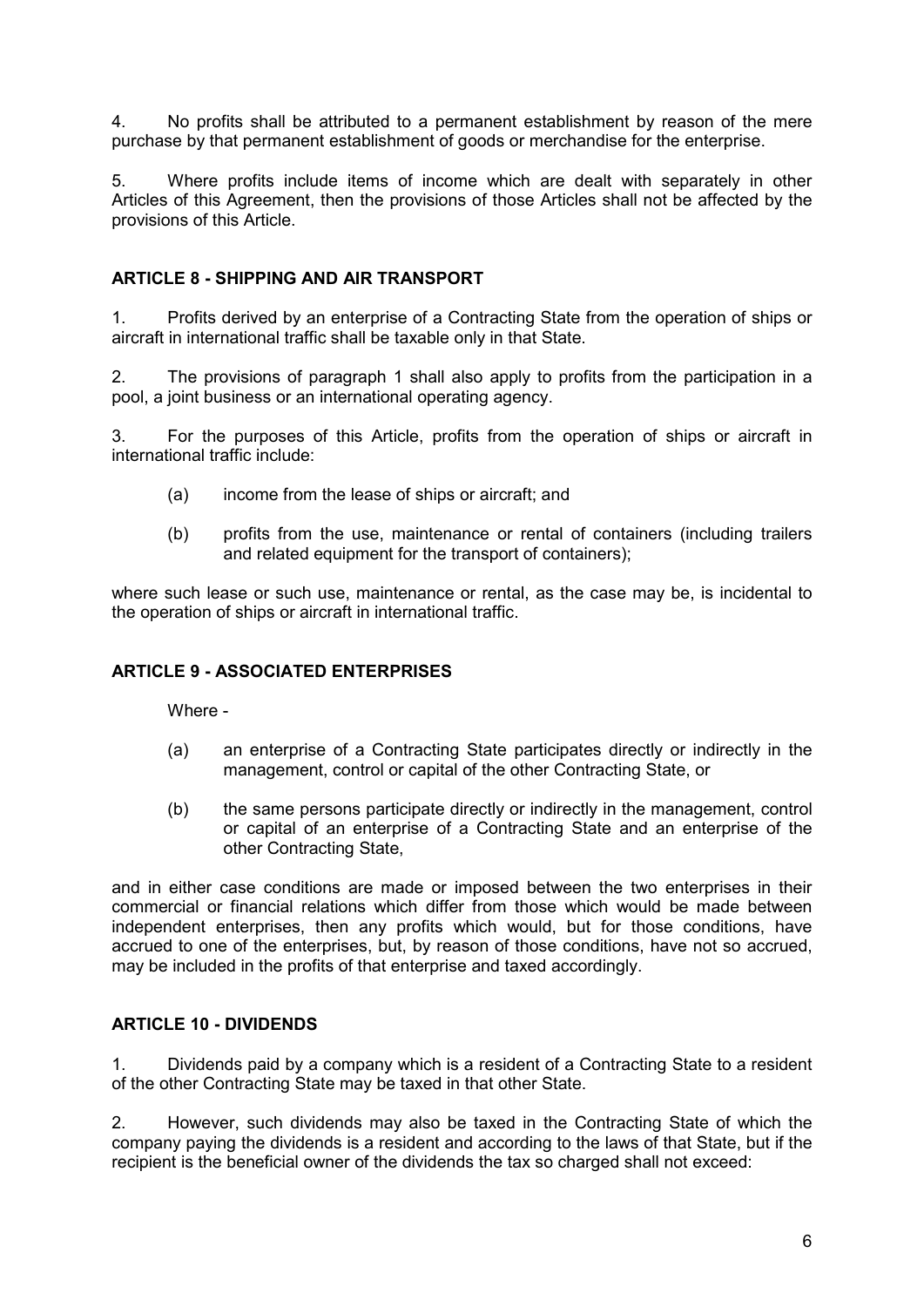4. No profits shall be attributed to a permanent establishment by reason of the mere purchase by that permanent establishment of goods or merchandise for the enterprise.

5. Where profits include items of income which are dealt with separately in other Articles of this Agreement, then the provisions of those Articles shall not be affected by the provisions of this Article.

## ARTICLE 8 - SHIPPING AND AIR TRANSPORT

1. Profits derived by an enterprise of a Contracting State from the operation of ships or aircraft in international traffic shall be taxable only in that State.

2. The provisions of paragraph 1 shall also apply to profits from the participation in a pool, a joint business or an international operating agency.

3. For the purposes of this Article, profits from the operation of ships or aircraft in international traffic include:

   (a) income from the lease of ships or aircraft; and

   (b) profits from the use, maintenance or rental of containers (including trailers and related equipment for the transport of containers);

where such lease or such use, maintenance or rental, as the case may be, is incidental to the operation of ships or aircraft in international traffic.

## ARTICLE 9 - ASSOCIATED ENTERPRISES

Where -

   (a) an enterprise of a Contracting State participates directly or indirectly in the management, control or capital of the other Contracting State, or

   (b) the same persons participate directly or indirectly in the management, control or capital of an enterprise of a Contracting State and an enterprise of the other Contracting State,

and in either case conditions are made or imposed between the two enterprises in their commercial or financial relations which differ from those which would be made between independent enterprises, then any profits which would, but for those conditions, have accrued to one of the enterprises, but, by reason of those conditions, have not so accrued, may be included in the profits of that enterprise and taxed accordingly.

## ARTICLE 10 - DIVIDENDS

1. Dividends paid by a company which is a resident of a Contracting State to a resident of the other Contracting State may be taxed in that other State.

2. However, such dividends may also be taxed in the Contracting State of which the company paying the dividends is a resident and according to the laws of that State, but if the recipient is the beneficial owner of the dividends the tax so charged shall not exceed: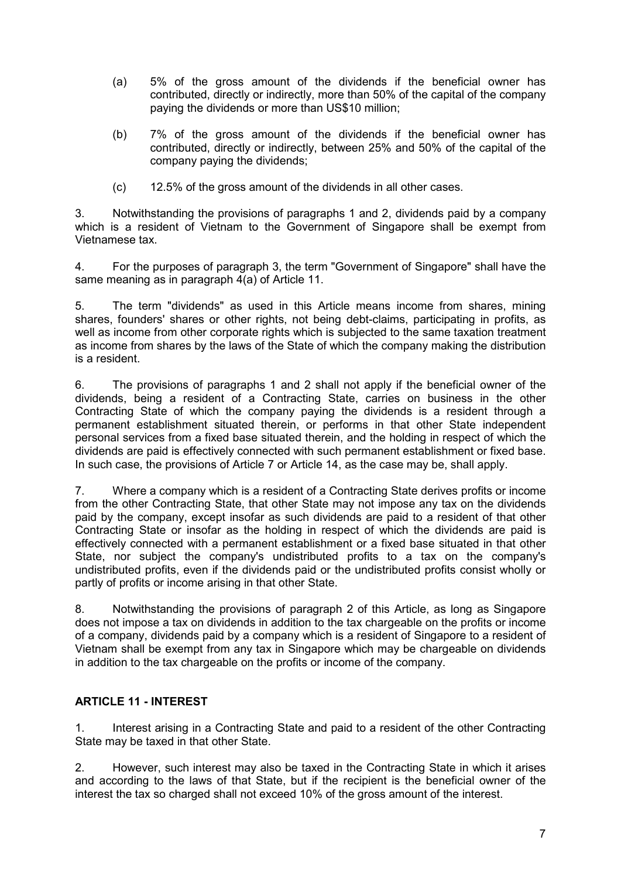(a) 5% of the gross amount of the dividends if the beneficial owner has contributed, directly or indirectly, more than 50% of the capital of the company paying the dividends or more than US$10 million;

(b) 7% of the gross amount of the dividends if the beneficial owner has contributed, directly or indirectly, between 25% and 50% of the capital of the company paying the dividends;

(c) 12.5% of the gross amount of the dividends in all other cases.

3. Notwithstanding the provisions of paragraphs 1 and 2, dividends paid by a company which is a resident of Vietnam to the Government of Singapore shall be exempt from Vietnamese tax.

4. For the purposes of paragraph 3, the term "Government of Singapore" shall have the same meaning as in paragraph 4(a) of Article 11.

5. The term "dividends" as used in this Article means income from shares, mining shares, founders' shares or other rights, not being debt-claims, participating in profits, as well as income from other corporate rights which is subjected to the same taxation treatment as income from shares by the laws of the State of which the company making the distribution is a resident.

6. The provisions of paragraphs 1 and 2 shall not apply if the beneficial owner of the dividends, being a resident of a Contracting State, carries on business in the other Contracting State of which the company paying the dividends is a resident through a permanent establishment situated therein, or performs in that other State independent personal services from a fixed base situated therein, and the holding in respect of which the dividends are paid is effectively connected with such permanent establishment or fixed base. In such case, the provisions of Article 7 or Article 14, as the case may be, shall apply.

7. Where a company which is a resident of a Contracting State derives profits or income from the other Contracting State, that other State may not impose any tax on the dividends paid by the company, except insofar as such dividends are paid to a resident of that other Contracting State or insofar as the holding in respect of which the dividends are paid is effectively connected with a permanent establishment or a fixed base situated in that other State, nor subject the company's undistributed profits to a tax on the company's undistributed profits, even if the dividends paid or the undistributed profits consist wholly or partly of profits or income arising in that other State.

8. Notwithstanding the provisions of paragraph 2 of this Article, as long as Singapore does not impose a tax on dividends in addition to the tax chargeable on the profits or income of a company, dividends paid by a company which is a resident of Singapore to a resident of Vietnam shall be exempt from any tax in Singapore which may be chargeable on dividends in addition to the tax chargeable on the profits or income of the company.

## ARTICLE 11 - INTEREST

1. Interest arising in a Contracting State and paid to a resident of the other Contracting State may be taxed in that other State.

2. However, such interest may also be taxed in the Contracting State in which it arises and according to the laws of that State, but if the recipient is the beneficial owner of the interest the tax so charged shall not exceed 10% of the gross amount of the interest.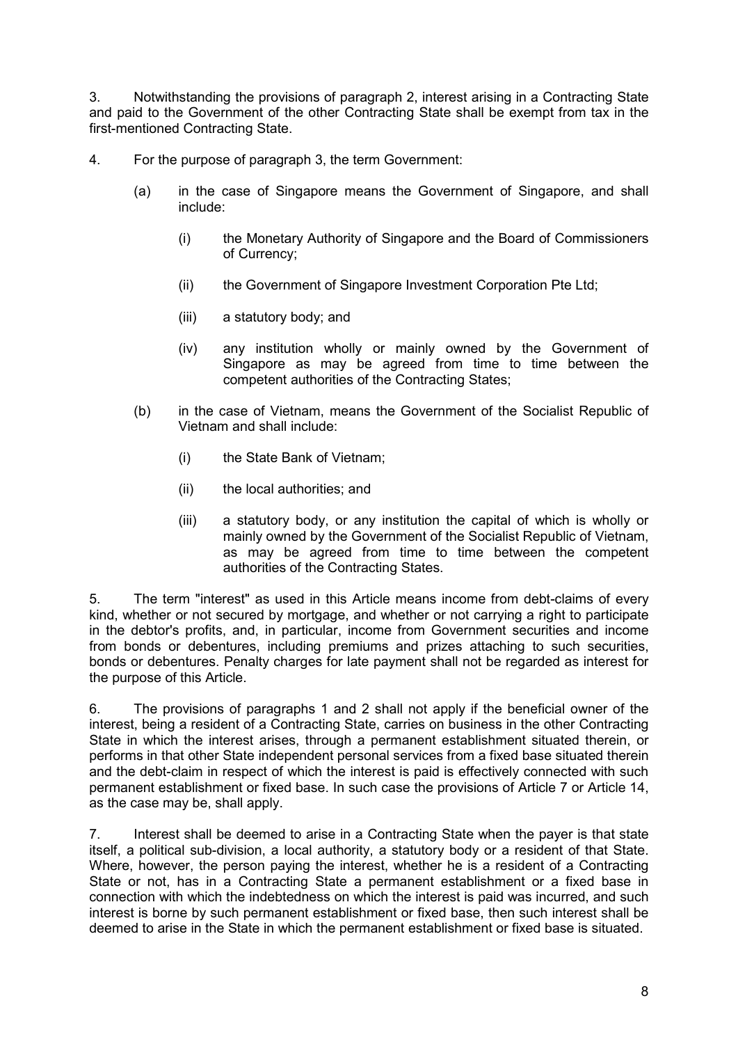3. Notwithstanding the provisions of paragraph 2, interest arising in a Contracting State and paid to the Government of the other Contracting State shall be exempt from tax in the first-mentioned Contracting State.

4. For the purpose of paragraph 3, the term Government:

   (a) in the case of Singapore means the Government of Singapore, and shall include:

      (i) the Monetary Authority of Singapore and the Board of Commissioners of Currency;

      (ii) the Government of Singapore Investment Corporation Pte Ltd;

      (iii) a statutory body; and

      (iv) any institution wholly or mainly owned by the Government of Singapore as may be agreed from time to time between the competent authorities of the Contracting States;

   (b) in the case of Vietnam, means the Government of the Socialist Republic of Vietnam and shall include:

      (i) the State Bank of Vietnam;

      (ii) the local authorities; and

      (iii) a statutory body, or any institution the capital of which is wholly or mainly owned by the Government of the Socialist Republic of Vietnam, as may be agreed from time to time between the competent authorities of the Contracting States.

5. The term "interest" as used in this Article means income from debt-claims of every kind, whether or not secured by mortgage, and whether or not carrying a right to participate in the debtor's profits, and, in particular, income from Government securities and income from bonds or debentures, including premiums and prizes attaching to such securities, bonds or debentures. Penalty charges for late payment shall not be regarded as interest for the purpose of this Article.

6. The provisions of paragraphs 1 and 2 shall not apply if the beneficial owner of the interest, being a resident of a Contracting State, carries on business in the other Contracting State in which the interest arises, through a permanent establishment situated therein, or performs in that other State independent personal services from a fixed base situated therein and the debt-claim in respect of which the interest is paid is effectively connected with such permanent establishment or fixed base. In such case the provisions of Article 7 or Article 14, as the case may be, shall apply.

7. Interest shall be deemed to arise in a Contracting State when the payer is that state itself, a political sub-division, a local authority, a statutory body or a resident of that State. Where, however, the person paying the interest, whether he is a resident of a Contracting State or not, has in a Contracting State a permanent establishment or a fixed base in connection with which the indebtedness on which the interest is paid was incurred, and such interest is borne by such permanent establishment or fixed base, then such interest shall be deemed to arise in the State in which the permanent establishment or fixed base is situated.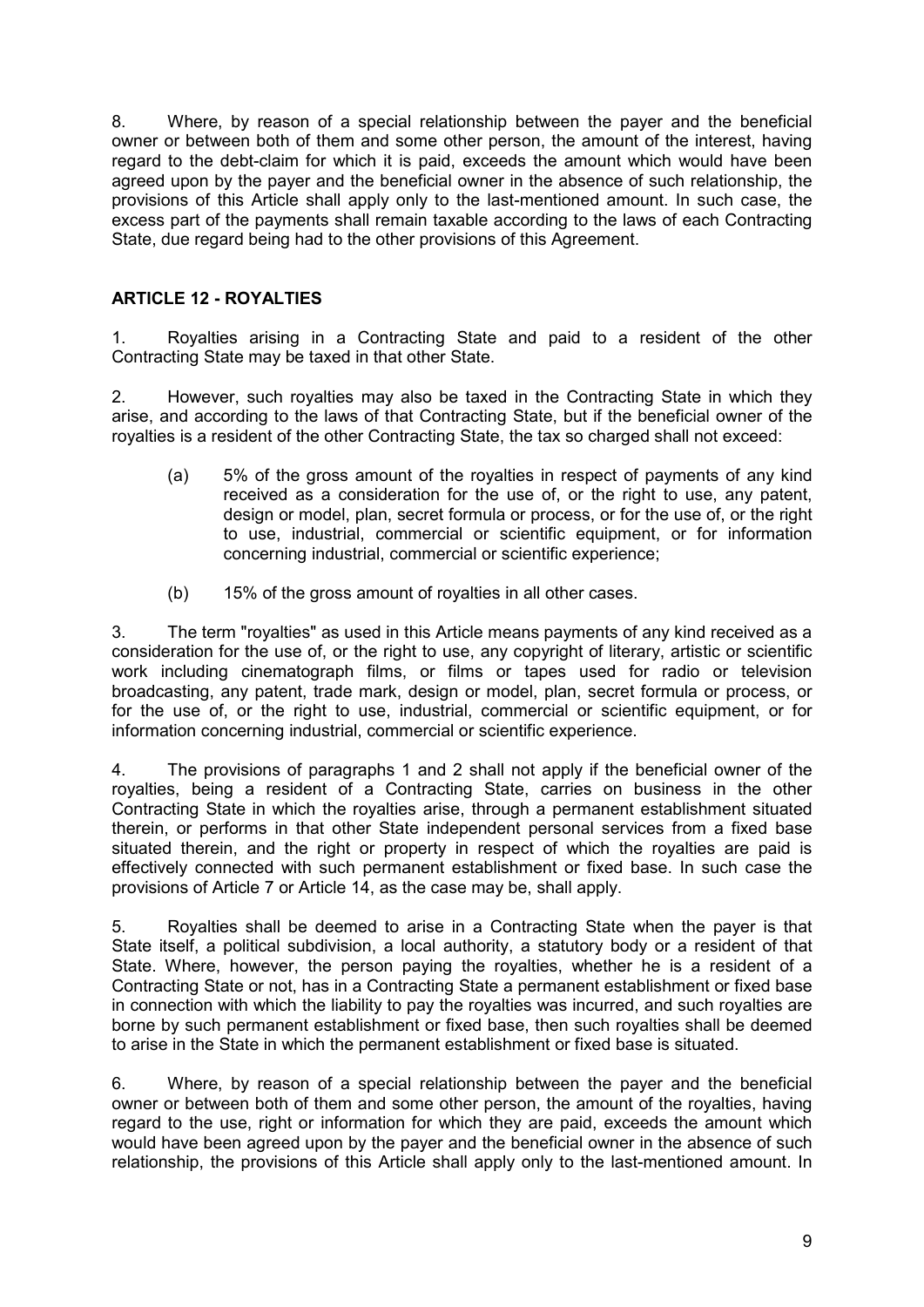8. Where, by reason of a special relationship between the payer and the beneficial owner or between both of them and some other person, the amount of the interest, having regard to the debt-claim for which it is paid, exceeds the amount which would have been agreed upon by the payer and the beneficial owner in the absence of such relationship, the provisions of this Article shall apply only to the last-mentioned amount. In such case, the excess part of the payments shall remain taxable according to the laws of each Contracting State, due regard being had to the other provisions of this Agreement.

## ARTICLE 12 - ROYALTIES

1. Royalties arising in a Contracting State and paid to a resident of the other Contracting State may be taxed in that other State.

2. However, such royalties may also be taxed in the Contracting State in which they arise, and according to the laws of that Contracting State, but if the beneficial owner of the royalties is a resident of the other Contracting State, the tax so charged shall not exceed:

   (a) 5% of the gross amount of the royalties in respect of payments of any kind received as a consideration for the use of, or the right to use, any patent, design or model, plan, secret formula or process, or for the use of, or the right to use, industrial, commercial or scientific equipment, or for information concerning industrial, commercial or scientific experience;

   (b) 15% of the gross amount of royalties in all other cases.

3. The term "royalties" as used in this Article means payments of any kind received as a consideration for the use of, or the right to use, any copyright of literary, artistic or scientific work including cinematograph films, or films or tapes used for radio or television broadcasting, any patent, trade mark, design or model, plan, secret formula or process, or for the use of, or the right to use, industrial, commercial or scientific equipment, or for information concerning industrial, commercial or scientific experience.

4. The provisions of paragraphs 1 and 2 shall not apply if the beneficial owner of the royalties, being a resident of a Contracting State, carries on business in the other Contracting State in which the royalties arise, through a permanent establishment situated therein, or performs in that other State independent personal services from a fixed base situated therein, and the right or property in respect of which the royalties are paid is effectively connected with such permanent establishment or fixed base. In such case the provisions of Article 7 or Article 14, as the case may be, shall apply.

5. Royalties shall be deemed to arise in a Contracting State when the payer is that State itself, a political subdivision, a local authority, a statutory body or a resident of that State. Where, however, the person paying the royalties, whether he is a resident of a Contracting State or not, has in a Contracting State a permanent establishment or fixed base in connection with which the liability to pay the royalties was incurred, and such royalties are borne by such permanent establishment or fixed base, then such royalties shall be deemed to arise in the State in which the permanent establishment or fixed base is situated.

6. Where, by reason of a special relationship between the payer and the beneficial owner or between both of them and some other person, the amount of the royalties, having regard to the use, right or information for which they are paid, exceeds the amount which would have been agreed upon by the payer and the beneficial owner in the absence of such relationship, the provisions of this Article shall apply only to the last-mentioned amount. In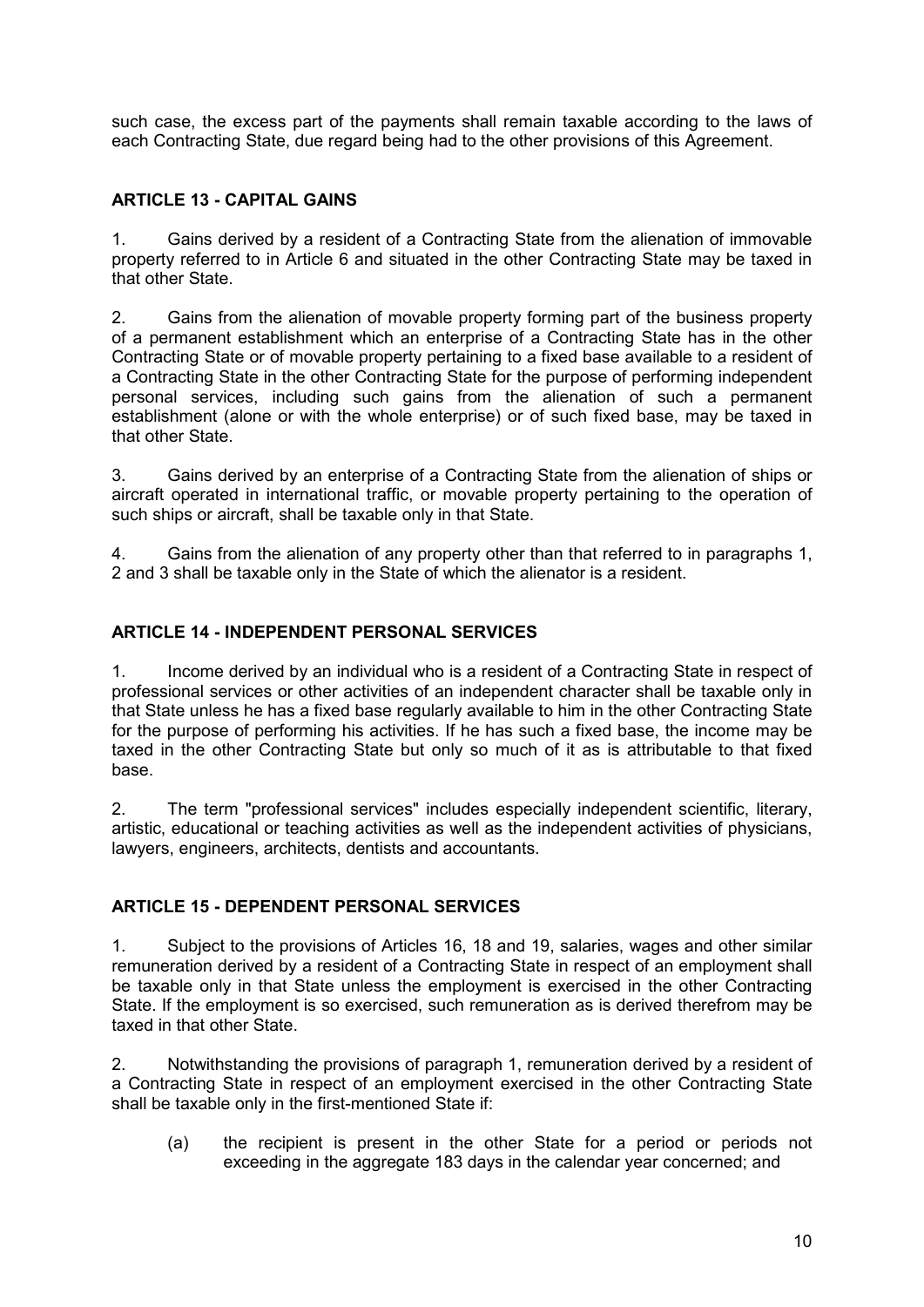such case, the excess part of the payments shall remain taxable according to the laws of each Contracting State, due regard being had to the other provisions of this Agreement.

### ARTICLE 13 - CAPITAL GAINS

1. Gains derived by a resident of a Contracting State from the alienation of immovable property referred to in Article 6 and situated in the other Contracting State may be taxed in that other State.

2. Gains from the alienation of movable property forming part of the business property of a permanent establishment which an enterprise of a Contracting State has in the other Contracting State or of movable property pertaining to a fixed base available to a resident of a Contracting State in the other Contracting State for the purpose of performing independent personal services, including such gains from the alienation of such a permanent establishment (alone or with the whole enterprise) or of such fixed base, may be taxed in that other State.

3. Gains derived by an enterprise of a Contracting State from the alienation of ships or aircraft operated in international traffic, or movable property pertaining to the operation of such ships or aircraft, shall be taxable only in that State.

4. Gains from the alienation of any property other than that referred to in paragraphs 1, 2 and 3 shall be taxable only in the State of which the alienator is a resident.

### ARTICLE 14 - INDEPENDENT PERSONAL SERVICES

1. Income derived by an individual who is a resident of a Contracting State in respect of professional services or other activities of an independent character shall be taxable only in that State unless he has a fixed base regularly available to him in the other Contracting State for the purpose of performing his activities. If he has such a fixed base, the income may be taxed in the other Contracting State but only so much of it as is attributable to that fixed base.

2. The term "professional services" includes especially independent scientific, literary, artistic, educational or teaching activities as well as the independent activities of physicians, lawyers, engineers, architects, dentists and accountants.

### ARTICLE 15 - DEPENDENT PERSONAL SERVICES

1. Subject to the provisions of Articles 16, 18 and 19, salaries, wages and other similar remuneration derived by a resident of a Contracting State in respect of an employment shall be taxable only in that State unless the employment is exercised in the other Contracting State. If the employment is so exercised, such remuneration as is derived therefrom may be taxed in that other State.

2. Notwithstanding the provisions of paragraph 1, remuneration derived by a resident of a Contracting State in respect of an employment exercised in the other Contracting State shall be taxable only in the first-mentioned State if:

(a) the recipient is present in the other State for a period or periods not exceeding in the aggregate 183 days in the calendar year concerned; and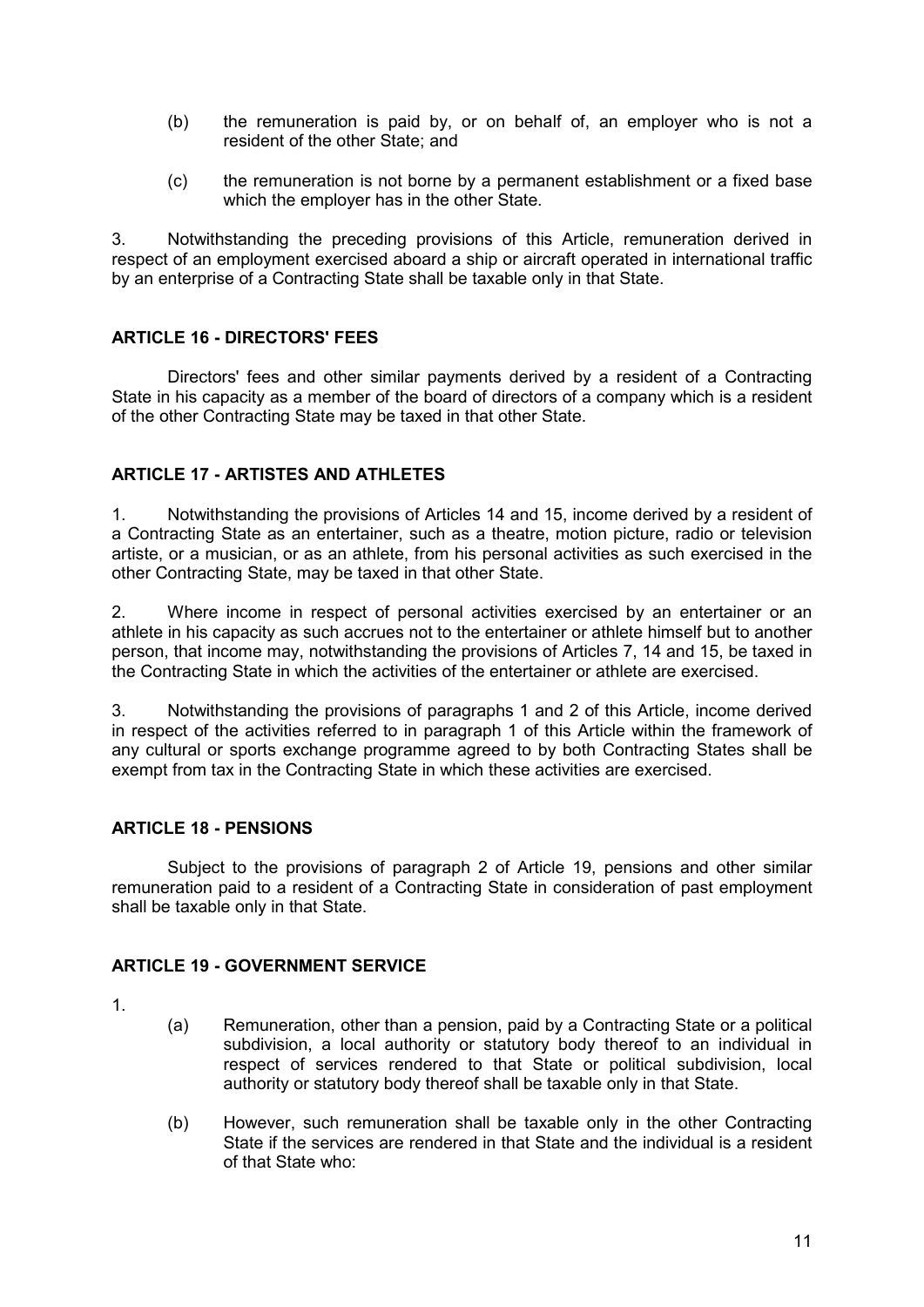(b) the remuneration is paid by, or on behalf of, an employer who is not a resident of the other State; and

(c) the remuneration is not borne by a permanent establishment or a fixed base which the employer has in the other State.

3. Notwithstanding the preceding provisions of this Article, remuneration derived in respect of an employment exercised aboard a ship or aircraft operated in international traffic by an enterprise of a Contracting State shall be taxable only in that State.

## ARTICLE 16 - DIRECTORS' FEES

Directors' fees and other similar payments derived by a resident of a Contracting State in his capacity as a member of the board of directors of a company which is a resident of the other Contracting State may be taxed in that other State.

## ARTICLE 17 - ARTISTES AND ATHLETES

1. Notwithstanding the provisions of Articles 14 and 15, income derived by a resident of a Contracting State as an entertainer, such as a theatre, motion picture, radio or television artiste, or a musician, or as an athlete, from his personal activities as such exercised in the other Contracting State, may be taxed in that other State.

2. Where income in respect of personal activities exercised by an entertainer or an athlete in his capacity as such accrues not to the entertainer or athlete himself but to another person, that income may, notwithstanding the provisions of Articles 7, 14 and 15, be taxed in the Contracting State in which the activities of the entertainer or athlete are exercised.

3. Notwithstanding the provisions of paragraphs 1 and 2 of this Article, income derived in respect of the activities referred to in paragraph 1 of this Article within the framework of any cultural or sports exchange programme agreed to by both Contracting States shall be exempt from tax in the Contracting State in which these activities are exercised.

## ARTICLE 18 - PENSIONS

Subject to the provisions of paragraph 2 of Article 19, pensions and other similar remuneration paid to a resident of a Contracting State in consideration of past employment shall be taxable only in that State.

## ARTICLE 19 - GOVERNMENT SERVICE

1.

(a) Remuneration, other than a pension, paid by a Contracting State or a political subdivision, a local authority or statutory body thereof to an individual in respect of services rendered to that State or political subdivision, local authority or statutory body thereof shall be taxable only in that State.

(b) However, such remuneration shall be taxable only in the other Contracting State if the services are rendered in that State and the individual is a resident of that State who: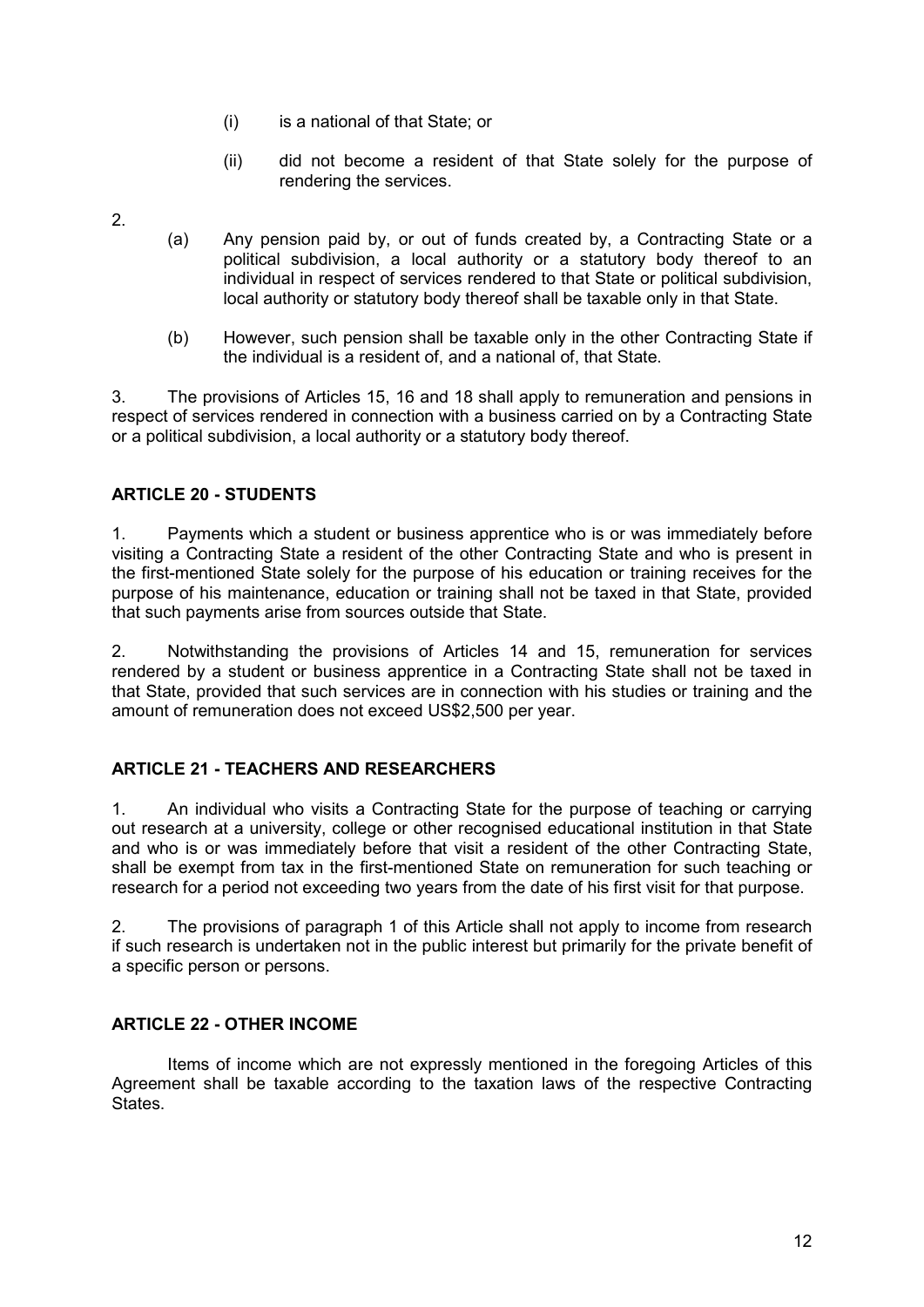(i) is a national of that State; or

(ii) did not become a resident of that State solely for the purpose of rendering the services.

2.

(a) Any pension paid by, or out of funds created by, a Contracting State or a political subdivision, a local authority or a statutory body thereof to an individual in respect of services rendered to that State or political subdivision, local authority or statutory body thereof shall be taxable only in that State.

(b) However, such pension shall be taxable only in the other Contracting State if the individual is a resident of, and a national of, that State.

3. The provisions of Articles 15, 16 and 18 shall apply to remuneration and pensions in respect of services rendered in connection with a business carried on by a Contracting State or a political subdivision, a local authority or a statutory body thereof.

## ARTICLE 20 - STUDENTS

1. Payments which a student or business apprentice who is or was immediately before visiting a Contracting State a resident of the other Contracting State and who is present in the first-mentioned State solely for the purpose of his education or training receives for the purpose of his maintenance, education or training shall not be taxed in that State, provided that such payments arise from sources outside that State.

2. Notwithstanding the provisions of Articles 14 and 15, remuneration for services rendered by a student or business apprentice in a Contracting State shall not be taxed in that State, provided that such services are in connection with his studies or training and the amount of remuneration does not exceed US$2,500 per year.

## ARTICLE 21 - TEACHERS AND RESEARCHERS

1. An individual who visits a Contracting State for the purpose of teaching or carrying out research at a university, college or other recognised educational institution in that State and who is or was immediately before that visit a resident of the other Contracting State, shall be exempt from tax in the first-mentioned State on remuneration for such teaching or research for a period not exceeding two years from the date of his first visit for that purpose.

2. The provisions of paragraph 1 of this Article shall not apply to income from research if such research is undertaken not in the public interest but primarily for the private benefit of a specific person or persons.

## ARTICLE 22 - OTHER INCOME

Items of income which are not expressly mentioned in the foregoing Articles of this Agreement shall be taxable according to the taxation laws of the respective Contracting States.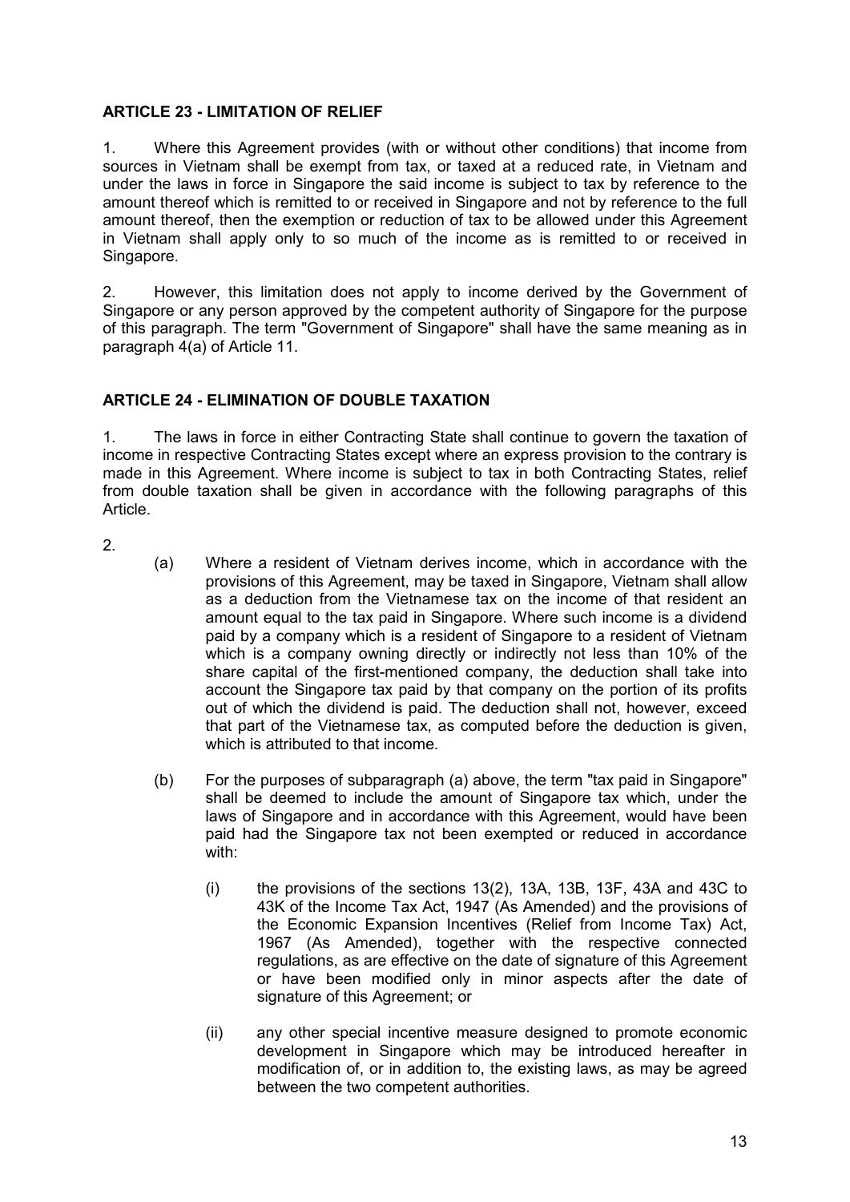## ARTICLE 23 - LIMITATION OF RELIEF

1. Where this Agreement provides (with or without other conditions) that income from sources in Vietnam shall be exempt from tax, or taxed at a reduced rate, in Vietnam and under the laws in force in Singapore the said income is subject to tax by reference to the amount thereof which is remitted to or received in Singapore and not by reference to the full amount thereof, then the exemption or reduction of tax to be allowed under this Agreement in Vietnam shall apply only to so much of the income as is remitted to or received in Singapore.

2. However, this limitation does not apply to income derived by the Government of Singapore or any person approved by the competent authority of Singapore for the purpose of this paragraph. The term "Government of Singapore" shall have the same meaning as in paragraph 4(a) of Article 11.

## ARTICLE 24 - ELIMINATION OF DOUBLE TAXATION

1. The laws in force in either Contracting State shall continue to govern the taxation of income in respective Contracting States except where an express provision to the contrary is made in this Agreement. Where income is subject to tax in both Contracting States, relief from double taxation shall be given in accordance with the following paragraphs of this Article.

2.

(a) Where a resident of Vietnam derives income, which in accordance with the provisions of this Agreement, may be taxed in Singapore, Vietnam shall allow as a deduction from the Vietnamese tax on the income of that resident an amount equal to the tax paid in Singapore. Where such income is a dividend paid by a company which is a resident of Singapore to a resident of Vietnam which is a company owning directly or indirectly not less than 10% of the share capital of the first-mentioned company, the deduction shall take into account the Singapore tax paid by that company on the portion of its profits out of which the dividend is paid. The deduction shall not, however, exceed that part of the Vietnamese tax, as computed before the deduction is given, which is attributed to that income.

(b) For the purposes of subparagraph (a) above, the term "tax paid in Singapore" shall be deemed to include the amount of Singapore tax which, under the laws of Singapore and in accordance with this Agreement, would have been paid had the Singapore tax not been exempted or reduced in accordance with:

   (i) the provisions of the sections 13(2), 13A, 13B, 13F, 43A and 43C to 43K of the Income Tax Act, 1947 (As Amended) and the provisions of the Economic Expansion Incentives (Relief from Income Tax) Act, 1967 (As Amended), together with the respective connected regulations, as are effective on the date of signature of this Agreement or have been modified only in minor aspects after the date of signature of this Agreement; or

   (ii) any other special incentive measure designed to promote economic development in Singapore which may be introduced hereafter in modification of, or in addition to, the existing laws, as may be agreed between the two competent authorities.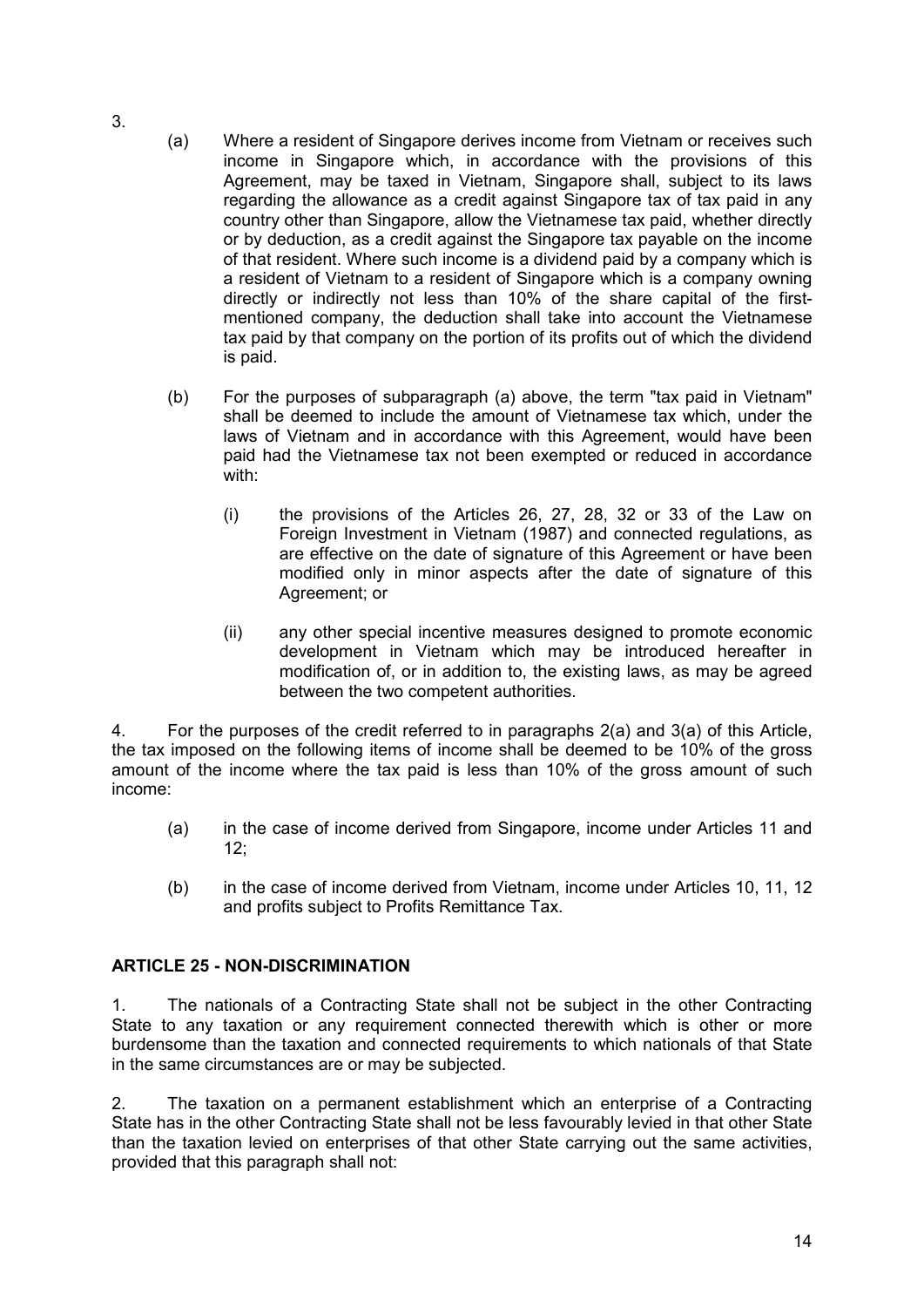3.

(a) Where a resident of Singapore derives income from Vietnam or receives such income in Singapore which, in accordance with the provisions of this Agreement, may be taxed in Vietnam, Singapore shall, subject to its laws regarding the allowance as a credit against Singapore tax of tax paid in any country other than Singapore, allow the Vietnamese tax paid, whether directly or by deduction, as a credit against the Singapore tax payable on the income of that resident. Where such income is a dividend paid by a company which is a resident of Vietnam to a resident of Singapore which is a company owning directly or indirectly not less than 10% of the share capital of the first-mentioned company, the deduction shall take into account the Vietnamese tax paid by that company on the portion of its profits out of which the dividend is paid.

(b) For the purposes of subparagraph (a) above, the term "tax paid in Vietnam" shall be deemed to include the amount of Vietnamese tax which, under the laws of Vietnam and in accordance with this Agreement, would have been paid had the Vietnamese tax not been exempted or reduced in accordance with:

(i) the provisions of the Articles 26, 27, 28, 32 or 33 of the Law on Foreign Investment in Vietnam (1987) and connected regulations, as are effective on the date of signature of this Agreement or have been modified only in minor aspects after the date of signature of this Agreement; or

(ii) any other special incentive measures designed to promote economic development in Vietnam which may be introduced hereafter in modification of, or in addition to, the existing laws, as may be agreed between the two competent authorities.

4. For the purposes of the credit referred to in paragraphs 2(a) and 3(a) of this Article, the tax imposed on the following items of income shall be deemed to be 10% of the gross amount of the income where the tax paid is less than 10% of the gross amount of such income:

(a) in the case of income derived from Singapore, income under Articles 11 and 12;

(b) in the case of income derived from Vietnam, income under Articles 10, 11, 12 and profits subject to Profits Remittance Tax.

## ARTICLE 25 - NON-DISCRIMINATION

1. The nationals of a Contracting State shall not be subject in the other Contracting State to any taxation or any requirement connected therewith which is other or more burdensome than the taxation and connected requirements to which nationals of that State in the same circumstances are or may be subjected.

2. The taxation on a permanent establishment which an enterprise of a Contracting State has in the other Contracting State shall not be less favourably levied in that other State than the taxation levied on enterprises of that other State carrying out the same activities, provided that this paragraph shall not: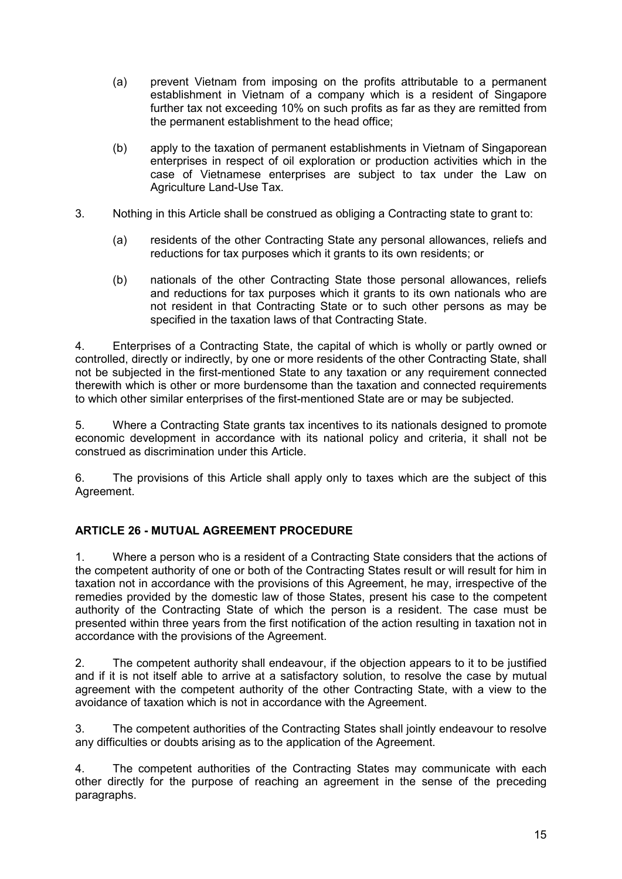(a) prevent Vietnam from imposing on the profits attributable to a permanent establishment in Vietnam of a company which is a resident of Singapore further tax not exceeding 10% on such profits as far as they are remitted from the permanent establishment to the head office;

(b) apply to the taxation of permanent establishments in Vietnam of Singaporean enterprises in respect of oil exploration or production activities which in the case of Vietnamese enterprises are subject to tax under the Law on Agriculture Land-Use Tax.

3. Nothing in this Article shall be construed as obliging a Contracting state to grant to:

(a) residents of the other Contracting State any personal allowances, reliefs and reductions for tax purposes which it grants to its own residents; or

(b) nationals of the other Contracting State those personal allowances, reliefs and reductions for tax purposes which it grants to its own nationals who are not resident in that Contracting State or to such other persons as may be specified in the taxation laws of that Contracting State.

4. Enterprises of a Contracting State, the capital of which is wholly or partly owned or controlled, directly or indirectly, by one or more residents of the other Contracting State, shall not be subjected in the first-mentioned State to any taxation or any requirement connected therewith which is other or more burdensome than the taxation and connected requirements to which other similar enterprises of the first-mentioned State are or may be subjected.

5. Where a Contracting State grants tax incentives to its nationals designed to promote economic development in accordance with its national policy and criteria, it shall not be construed as discrimination under this Article.

6. The provisions of this Article shall apply only to taxes which are the subject of this Agreement.

## ARTICLE 26 - MUTUAL AGREEMENT PROCEDURE

1. Where a person who is a resident of a Contracting State considers that the actions of the competent authority of one or both of the Contracting States result or will result for him in taxation not in accordance with the provisions of this Agreement, he may, irrespective of the remedies provided by the domestic law of those States, present his case to the competent authority of the Contracting State of which the person is a resident. The case must be presented within three years from the first notification of the action resulting in taxation not in accordance with the provisions of the Agreement.

2. The competent authority shall endeavour, if the objection appears to it to be justified and if it is not itself able to arrive at a satisfactory solution, to resolve the case by mutual agreement with the competent authority of the other Contracting State, with a view to the avoidance of taxation which is not in accordance with the Agreement.

3. The competent authorities of the Contracting States shall jointly endeavour to resolve any difficulties or doubts arising as to the application of the Agreement.

4. The competent authorities of the Contracting States may communicate with each other directly for the purpose of reaching an agreement in the sense of the preceding paragraphs.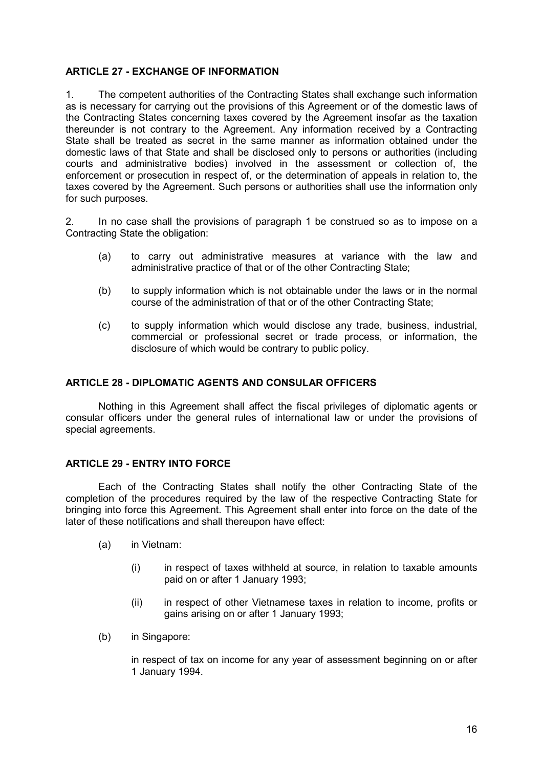## ARTICLE 27 - EXCHANGE OF INFORMATION

1. The competent authorities of the Contracting States shall exchange such information as is necessary for carrying out the provisions of this Agreement or of the domestic laws of the Contracting States concerning taxes covered by the Agreement insofar as the taxation thereunder is not contrary to the Agreement. Any information received by a Contracting State shall be treated as secret in the same manner as information obtained under the domestic laws of that State and shall be disclosed only to persons or authorities (including courts and administrative bodies) involved in the assessment or collection of, the enforcement or prosecution in respect of, or the determination of appeals in relation to, the taxes covered by the Agreement. Such persons or authorities shall use the information only for such purposes.

2. In no case shall the provisions of paragraph 1 be construed so as to impose on a Contracting State the obligation:

(a) to carry out administrative measures at variance with the law and administrative practice of that or of the other Contracting State;

(b) to supply information which is not obtainable under the laws or in the normal course of the administration of that or of the other Contracting State;

(c) to supply information which would disclose any trade, business, industrial, commercial or professional secret or trade process, or information, the disclosure of which would be contrary to public policy.

## ARTICLE 28 - DIPLOMATIC AGENTS AND CONSULAR OFFICERS

Nothing in this Agreement shall affect the fiscal privileges of diplomatic agents or consular officers under the general rules of international law or under the provisions of special agreements.

## ARTICLE 29 - ENTRY INTO FORCE

Each of the Contracting States shall notify the other Contracting State of the completion of the procedures required by the law of the respective Contracting State for bringing into force this Agreement. This Agreement shall enter into force on the date of the later of these notifications and shall thereupon have effect:

(a) in Vietnam:

(i) in respect of taxes withheld at source, in relation to taxable amounts paid on or after 1 January 1993;

(ii) in respect of other Vietnamese taxes in relation to income, profits or gains arising on or after 1 January 1993;

(b) in Singapore:

in respect of tax on income for any year of assessment beginning on or after 1 January 1994.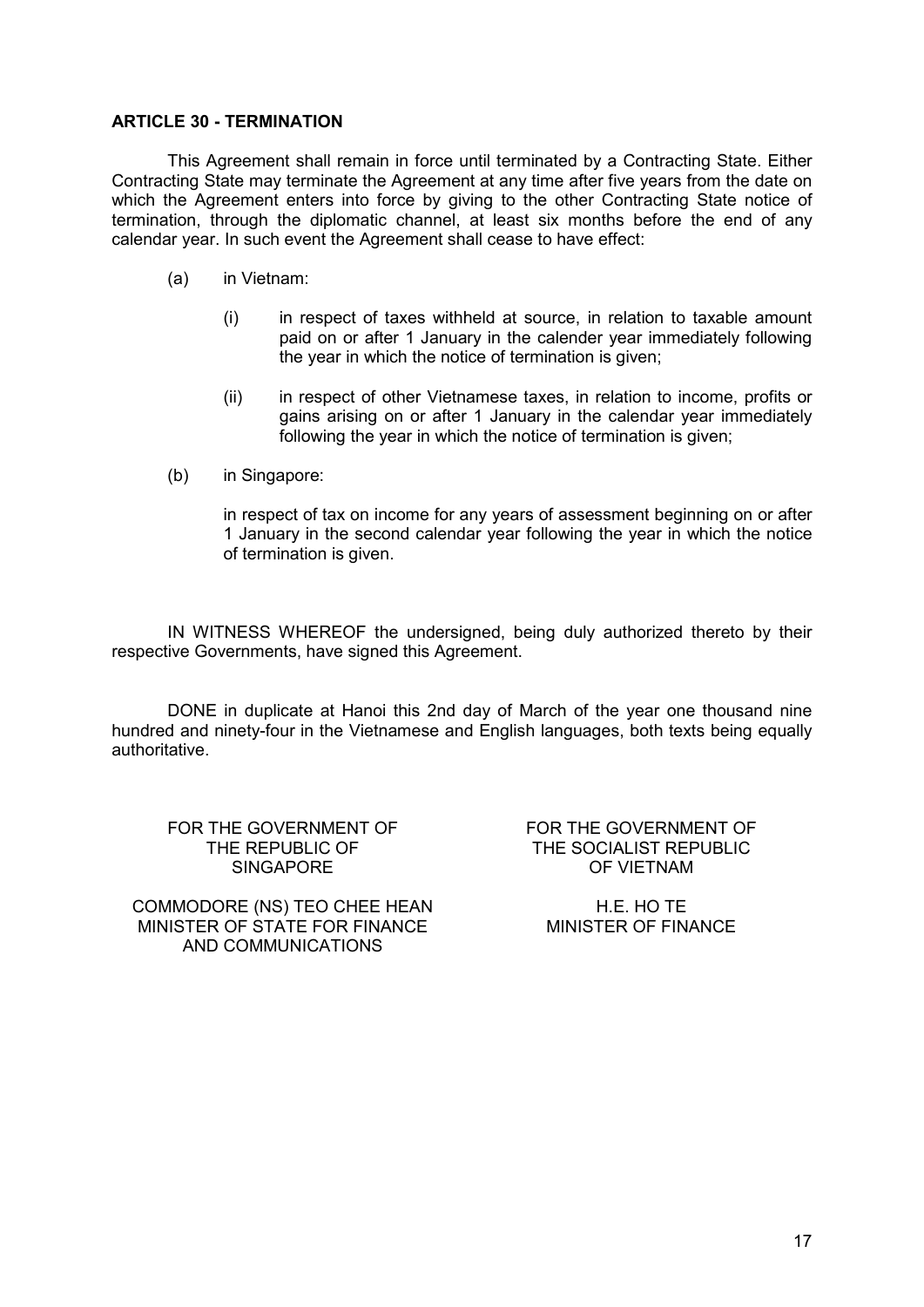**ARTICLE 30 - TERMINATION**

This Agreement shall remain in force until terminated by a Contracting State. Either Contracting State may terminate the Agreement at any time after five years from the date on which the Agreement enters into force by giving to the other Contracting State notice of termination, through the diplomatic channel, at least six months before the end of any calendar year. In such event the Agreement shall cease to have effect:

(a) in Vietnam:

   (i) in respect of taxes withheld at source, in relation to taxable amount paid on or after 1 January in the calender year immediately following the year in which the notice of termination is given;

   (ii) in respect of other Vietnamese taxes, in relation to income, profits or gains arising on or after 1 January in the calendar year immediately following the year in which the notice of termination is given;

(b) in Singapore:

   in respect of tax on income for any years of assessment beginning on or after 1 January in the second calendar year following the year in which the notice of termination is given.

IN WITNESS WHEREOF the undersigned, being duly authorized thereto by their respective Governments, have signed this Agreement.

DONE in duplicate at Hanoi this 2nd day of March of the year one thousand nine hundred and ninety-four in the Vietnamese and English languages, both texts being equally authoritative.

FOR THE GOVERNMENT OF THE REPUBLIC OF SINGAPORE

COMMODORE (NS) TEO CHEE HEAN
MINISTER OF STATE FOR FINANCE AND COMMUNICATIONS

FOR THE GOVERNMENT OF THE SOCIALIST REPUBLIC OF VIETNAM

H.E. HO TE
MINISTER OF FINANCE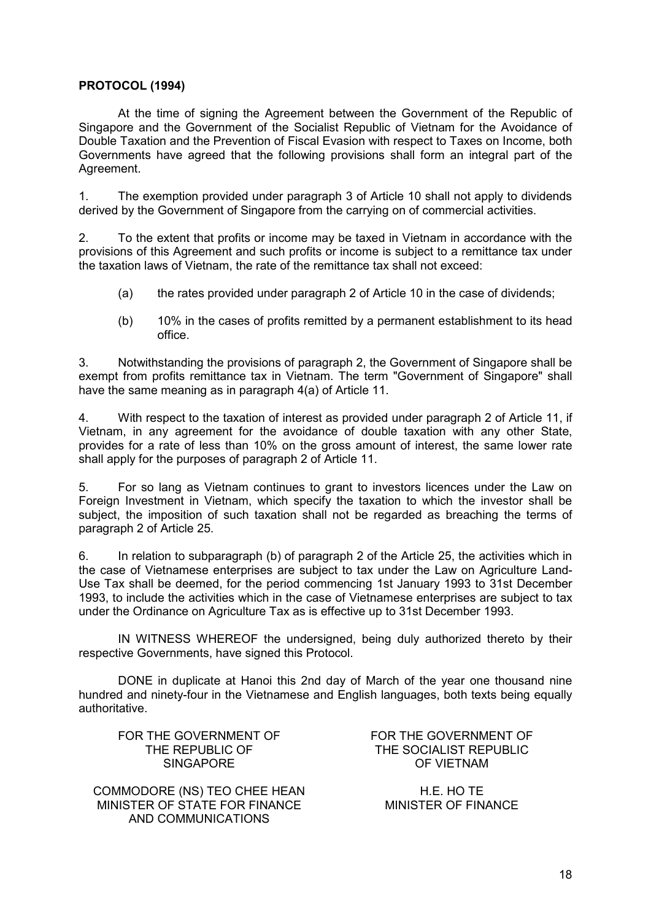**PROTOCOL (1994)**

At the time of signing the Agreement between the Government of the Republic of Singapore and the Government of the Socialist Republic of Vietnam for the Avoidance of Double Taxation and the Prevention of Fiscal Evasion with respect to Taxes on Income, both Governments have agreed that the following provisions shall form an integral part of the Agreement.

1. The exemption provided under paragraph 3 of Article 10 shall not apply to dividends derived by the Government of Singapore from the carrying on of commercial activities.

2. To the extent that profits or income may be taxed in Vietnam in accordance with the provisions of this Agreement and such profits or income is subject to a remittance tax under the taxation laws of Vietnam, the rate of the remittance tax shall not exceed:

   (a) the rates provided under paragraph 2 of Article 10 in the case of dividends;

   (b) 10% in the cases of profits remitted by a permanent establishment to its head office.

3. Notwithstanding the provisions of paragraph 2, the Government of Singapore shall be exempt from profits remittance tax in Vietnam. The term "Government of Singapore" shall have the same meaning as in paragraph 4(a) of Article 11.

4. With respect to the taxation of interest as provided under paragraph 2 of Article 11, if Vietnam, in any agreement for the avoidance of double taxation with any other State, provides for a rate of less than 10% on the gross amount of interest, the same lower rate shall apply for the purposes of paragraph 2 of Article 11.

5. For so lang as Vietnam continues to grant to investors licences under the Law on Foreign Investment in Vietnam, which specify the taxation to which the investor shall be subject, the imposition of such taxation shall not be regarded as breaching the terms of paragraph 2 of Article 25.

6. In relation to subparagraph (b) of paragraph 2 of the Article 25, the activities which in the case of Vietnamese enterprises are subject to tax under the Law on Agriculture Land-Use Tax shall be deemed, for the period commencing 1st January 1993 to 31st December 1993, to include the activities which in the case of Vietnamese enterprises are subject to tax under the Ordinance on Agriculture Tax as is effective up to 31st December 1993.

IN WITNESS WHEREOF the undersigned, being duly authorized thereto by their respective Governments, have signed this Protocol.

DONE in duplicate at Hanoi this 2nd day of March of the year one thousand nine hundred and ninety-four in the Vietnamese and English languages, both texts being equally authoritative.

FOR THE GOVERNMENT OF THE REPUBLIC OF SINGAPORE

COMMODORE (NS) TEO CHEE HEAN
MINISTER OF STATE FOR FINANCE AND COMMUNICATIONS

FOR THE GOVERNMENT OF THE SOCIALIST REPUBLIC OF VIETNAM

H.E. HO TE
MINISTER OF FINANCE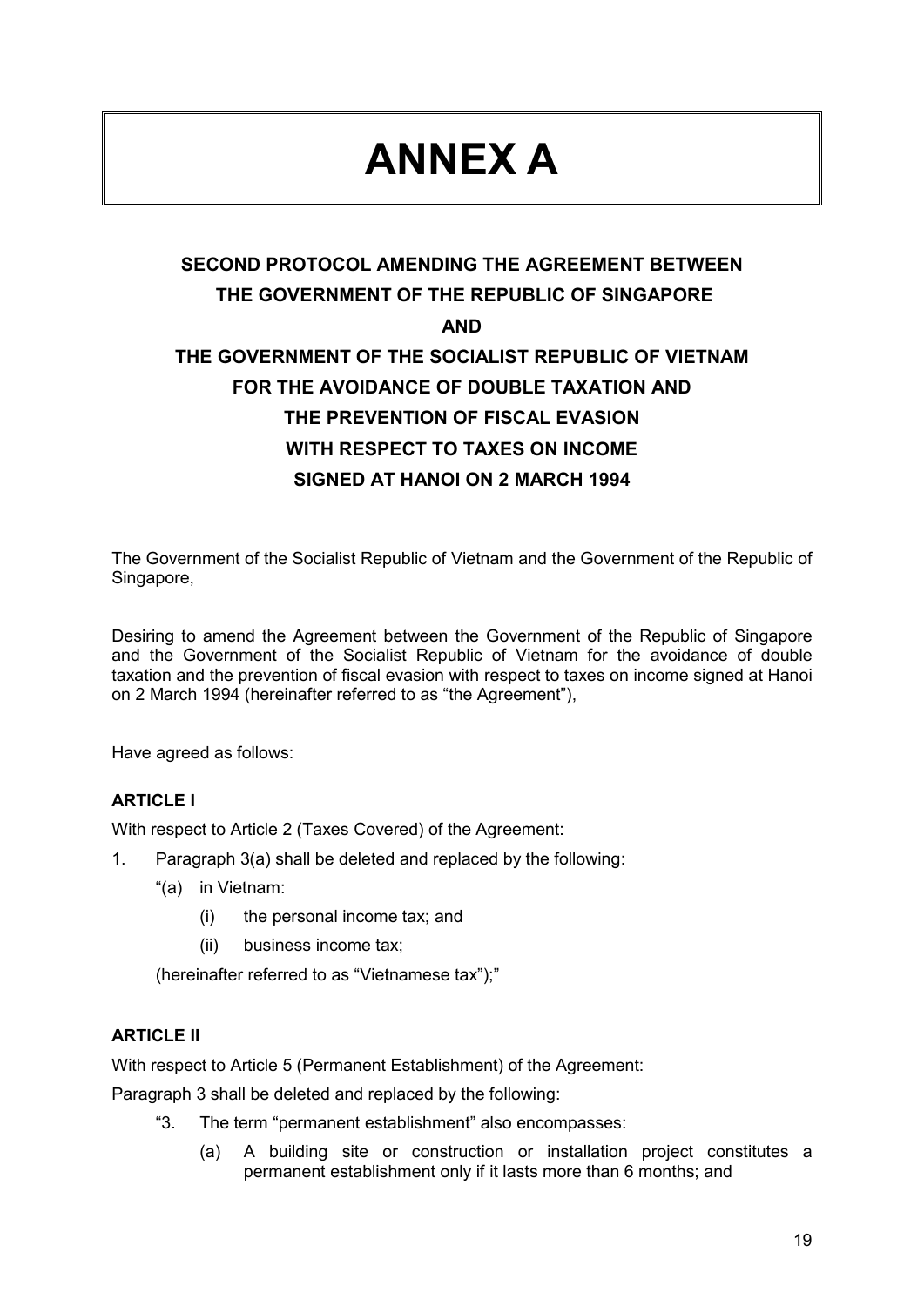# ANNEX A

## SECOND PROTOCOL AMENDING THE AGREEMENT BETWEEN THE GOVERNMENT OF THE REPUBLIC OF SINGAPORE AND THE GOVERNMENT OF THE SOCIALIST REPUBLIC OF VIETNAM FOR THE AVOIDANCE OF DOUBLE TAXATION AND THE PREVENTION OF FISCAL EVASION WITH RESPECT TO TAXES ON INCOME SIGNED AT HANOI ON 2 MARCH 1994

The Government of the Socialist Republic of Vietnam and the Government of the Republic of Singapore,

Desiring to amend the Agreement between the Government of the Republic of Singapore and the Government of the Socialist Republic of Vietnam for the avoidance of double taxation and the prevention of fiscal evasion with respect to taxes on income signed at Hanoi on 2 March 1994 (hereinafter referred to as "the Agreement"),

Have agreed as follows:

**ARTICLE I**

With respect to Article 2 (Taxes Covered) of the Agreement:

1. Paragraph 3(a) shall be deleted and replaced by the following:

    "(a) in Vietnam:

    (i) the personal income tax; and

    (ii) business income tax;

    (hereinafter referred to as "Vietnamese tax");"

**ARTICLE II**

With respect to Article 5 (Permanent Establishment) of the Agreement:

Paragraph 3 shall be deleted and replaced by the following:

"3. The term "permanent establishment" also encompasses:

(a) A building site or construction or installation project constitutes a permanent establishment only if it lasts more than 6 months; and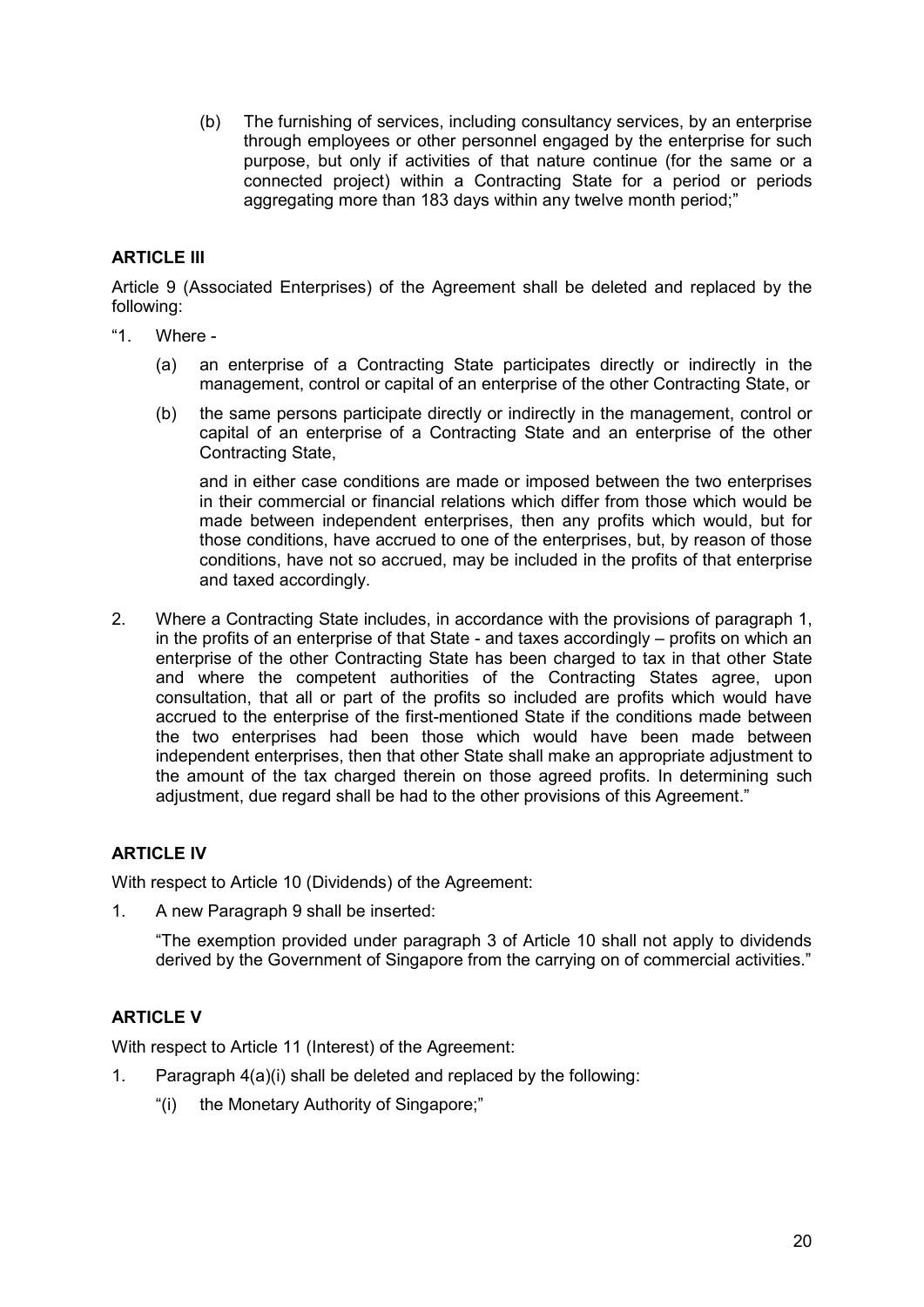(b) The furnishing of services, including consultancy services, by an enterprise through employees or other personnel engaged by the enterprise for such purpose, but only if activities of that nature continue (for the same or a connected project) within a Contracting State for a period or periods aggregating more than 183 days within any twelve month period;"

**ARTICLE III**

Article 9 (Associated Enterprises) of the Agreement shall be deleted and replaced by the following:

"1. Where -

(a) an enterprise of a Contracting State participates directly or indirectly in the management, control or capital of an enterprise of the other Contracting State, or

(b) the same persons participate directly or indirectly in the management, control or capital of an enterprise of a Contracting State and an enterprise of the other Contracting State,

and in either case conditions are made or imposed between the two enterprises in their commercial or financial relations which differ from those which would be made between independent enterprises, then any profits which would, but for those conditions, have accrued to one of the enterprises, but, by reason of those conditions, have not so accrued, may be included in the profits of that enterprise and taxed accordingly.

2. Where a Contracting State includes, in accordance with the provisions of paragraph 1, in the profits of an enterprise of that State - and taxes accordingly – profits on which an enterprise of the other Contracting State has been charged to tax in that other State and where the competent authorities of the Contracting States agree, upon consultation, that all or part of the profits so included are profits which would have accrued to the enterprise of the first-mentioned State if the conditions made between the two enterprises had been those which would have been made between independent enterprises, then that other State shall make an appropriate adjustment to the amount of the tax charged therein on those agreed profits. In determining such adjustment, due regard shall be had to the other provisions of this Agreement."

**ARTICLE IV**

With respect to Article 10 (Dividends) of the Agreement:

1. A new Paragraph 9 shall be inserted:

"The exemption provided under paragraph 3 of Article 10 shall not apply to dividends derived by the Government of Singapore from the carrying on of commercial activities."

**ARTICLE V**

With respect to Article 11 (Interest) of the Agreement:

1. Paragraph 4(a)(i) shall be deleted and replaced by the following:

"(i) the Monetary Authority of Singapore;"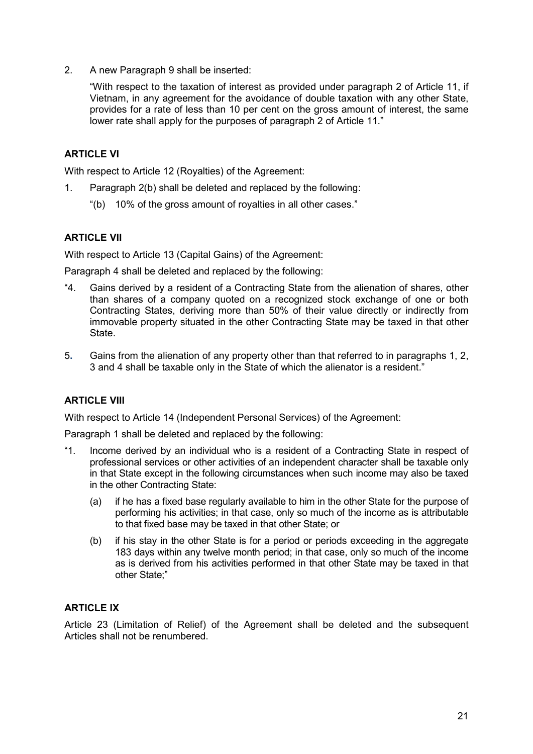2. A new Paragraph 9 shall be inserted:

   "With respect to the taxation of interest as provided under paragraph 2 of Article 11, if Vietnam, in any agreement for the avoidance of double taxation with any other State, provides for a rate of less than 10 per cent on the gross amount of interest, the same lower rate shall apply for the purposes of paragraph 2 of Article 11."

**ARTICLE VI**

With respect to Article 12 (Royalties) of the Agreement:

1. Paragraph 2(b) shall be deleted and replaced by the following:

   "(b) 10% of the gross amount of royalties in all other cases."

**ARTICLE VII**

With respect to Article 13 (Capital Gains) of the Agreement:

Paragraph 4 shall be deleted and replaced by the following:

"4. Gains derived by a resident of a Contracting State from the alienation of shares, other than shares of a company quoted on a recognized stock exchange of one or both Contracting States, deriving more than 50% of their value directly or indirectly from immovable property situated in the other Contracting State may be taxed in that other State.

5. Gains from the alienation of any property other than that referred to in paragraphs 1, 2, 3 and 4 shall be taxable only in the State of which the alienator is a resident."

**ARTICLE VIII**

With respect to Article 14 (Independent Personal Services) of the Agreement:

Paragraph 1 shall be deleted and replaced by the following:

"1. Income derived by an individual who is a resident of a Contracting State in respect of professional services or other activities of an independent character shall be taxable only in that State except in the following circumstances when such income may also be taxed in the other Contracting State:

   (a) if he has a fixed base regularly available to him in the other State for the purpose of performing his activities; in that case, only so much of the income as is attributable to that fixed base may be taxed in that other State; or

   (b) if his stay in the other State is for a period or periods exceeding in the aggregate 183 days within any twelve month period; in that case, only so much of the income as is derived from his activities performed in that other State may be taxed in that other State;"

**ARTICLE IX**

Article 23 (Limitation of Relief) of the Agreement shall be deleted and the subsequent Articles shall not be renumbered.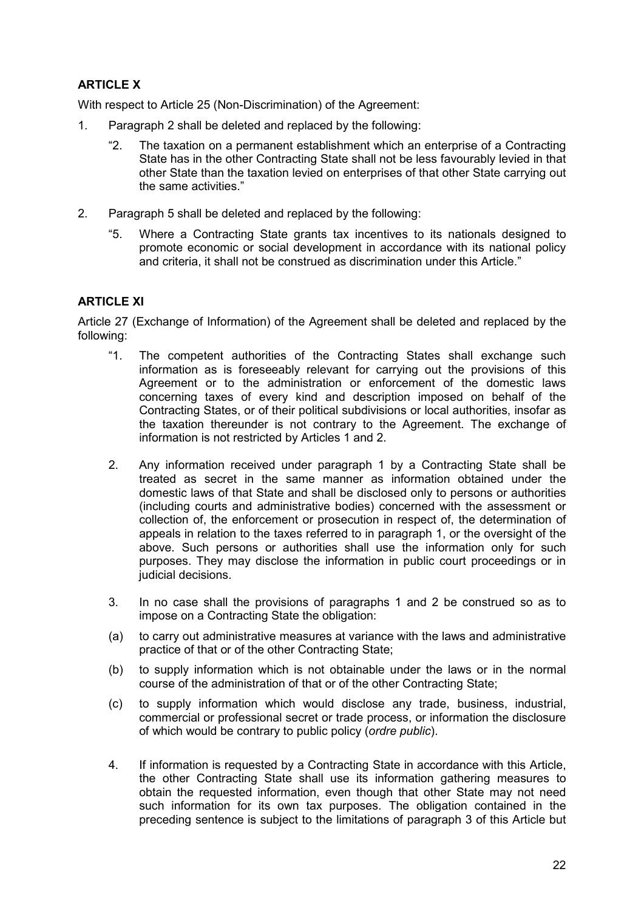**ARTICLE X**

With respect to Article 25 (Non-Discrimination) of the Agreement:

1. Paragraph 2 shall be deleted and replaced by the following:

   "2. The taxation on a permanent establishment which an enterprise of a Contracting State has in the other Contracting State shall not be less favourably levied in that other State than the taxation levied on enterprises of that other State carrying out the same activities."

2. Paragraph 5 shall be deleted and replaced by the following:

   "5. Where a Contracting State grants tax incentives to its nationals designed to promote economic or social development in accordance with its national policy and criteria, it shall not be construed as discrimination under this Article."

**ARTICLE XI**

Article 27 (Exchange of Information) of the Agreement shall be deleted and replaced by the following:

"1. The competent authorities of the Contracting States shall exchange such information as is foreseeably relevant for carrying out the provisions of this Agreement or to the administration or enforcement of the domestic laws concerning taxes of every kind and description imposed on behalf of the Contracting States, or of their political subdivisions or local authorities, insofar as the taxation thereunder is not contrary to the Agreement. The exchange of information is not restricted by Articles 1 and 2.

2. Any information received under paragraph 1 by a Contracting State shall be treated as secret in the same manner as information obtained under the domestic laws of that State and shall be disclosed only to persons or authorities (including courts and administrative bodies) concerned with the assessment or collection of, the enforcement or prosecution in respect of, the determination of appeals in relation to the taxes referred to in paragraph 1, or the oversight of the above. Such persons or authorities shall use the information only for such purposes. They may disclose the information in public court proceedings or in judicial decisions.

3. In no case shall the provisions of paragraphs 1 and 2 be construed so as to impose on a Contracting State the obligation:

(a) to carry out administrative measures at variance with the laws and administrative practice of that or of the other Contracting State;

(b) to supply information which is not obtainable under the laws or in the normal course of the administration of that or of the other Contracting State;

(c) to supply information which would disclose any trade, business, industrial, commercial or professional secret or trade process, or information the disclosure of which would be contrary to public policy (*ordre public*).

4. If information is requested by a Contracting State in accordance with this Article, the other Contracting State shall use its information gathering measures to obtain the requested information, even though that other State may not need such information for its own tax purposes. The obligation contained in the preceding sentence is subject to the limitations of paragraph 3 of this Article but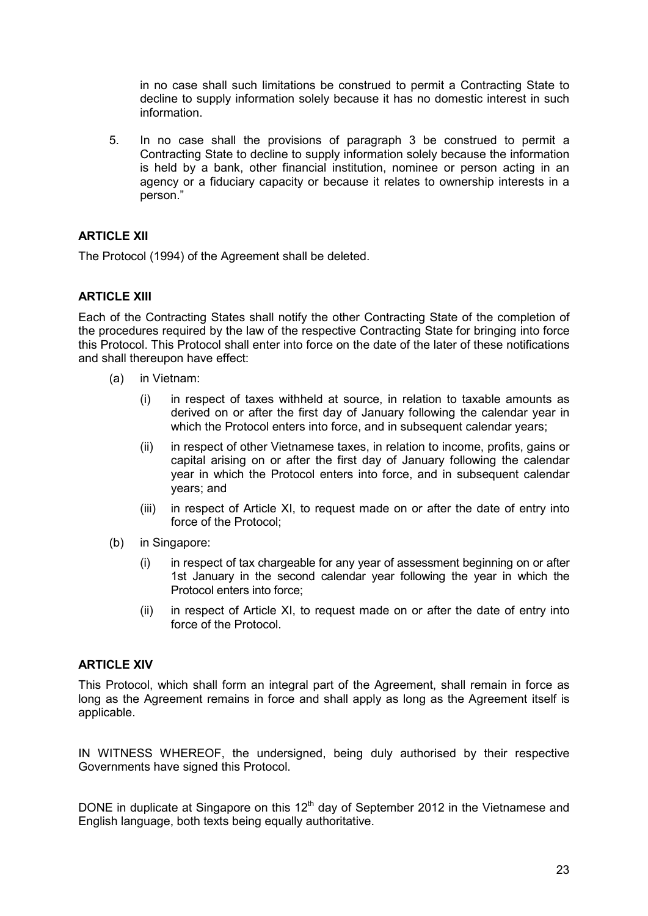in no case shall such limitations be construed to permit a Contracting State to decline to supply information solely because it has no domestic interest in such information.

5. In no case shall the provisions of paragraph 3 be construed to permit a Contracting State to decline to supply information solely because the information is held by a bank, other financial institution, nominee or person acting in an agency or a fiduciary capacity or because it relates to ownership interests in a person."

**ARTICLE XII**

The Protocol (1994) of the Agreement shall be deleted.

**ARTICLE XIII**

Each of the Contracting States shall notify the other Contracting State of the completion of the procedures required by the law of the respective Contracting State for bringing into force this Protocol. This Protocol shall enter into force on the date of the later of these notifications and shall thereupon have effect:

(a) in Vietnam:

   (i) in respect of taxes withheld at source, in relation to taxable amounts as derived on or after the first day of January following the calendar year in which the Protocol enters into force, and in subsequent calendar years;

   (ii) in respect of other Vietnamese taxes, in relation to income, profits, gains or capital arising on or after the first day of January following the calendar year in which the Protocol enters into force, and in subsequent calendar years; and

   (iii) in respect of Article XI, to request made on or after the date of entry into force of the Protocol;

(b) in Singapore:

   (i) in respect of tax chargeable for any year of assessment beginning on or after 1st January in the second calendar year following the year in which the Protocol enters into force;

   (ii) in respect of Article XI, to request made on or after the date of entry into force of the Protocol.

**ARTICLE XIV**

This Protocol, which shall form an integral part of the Agreement, shall remain in force as long as the Agreement remains in force and shall apply as long as the Agreement itself is applicable.

IN WITNESS WHEREOF, the undersigned, being duly authorised by their respective Governments have signed this Protocol.

DONE in duplicate at Singapore on this 12th day of September 2012 in the Vietnamese and English language, both texts being equally authoritative.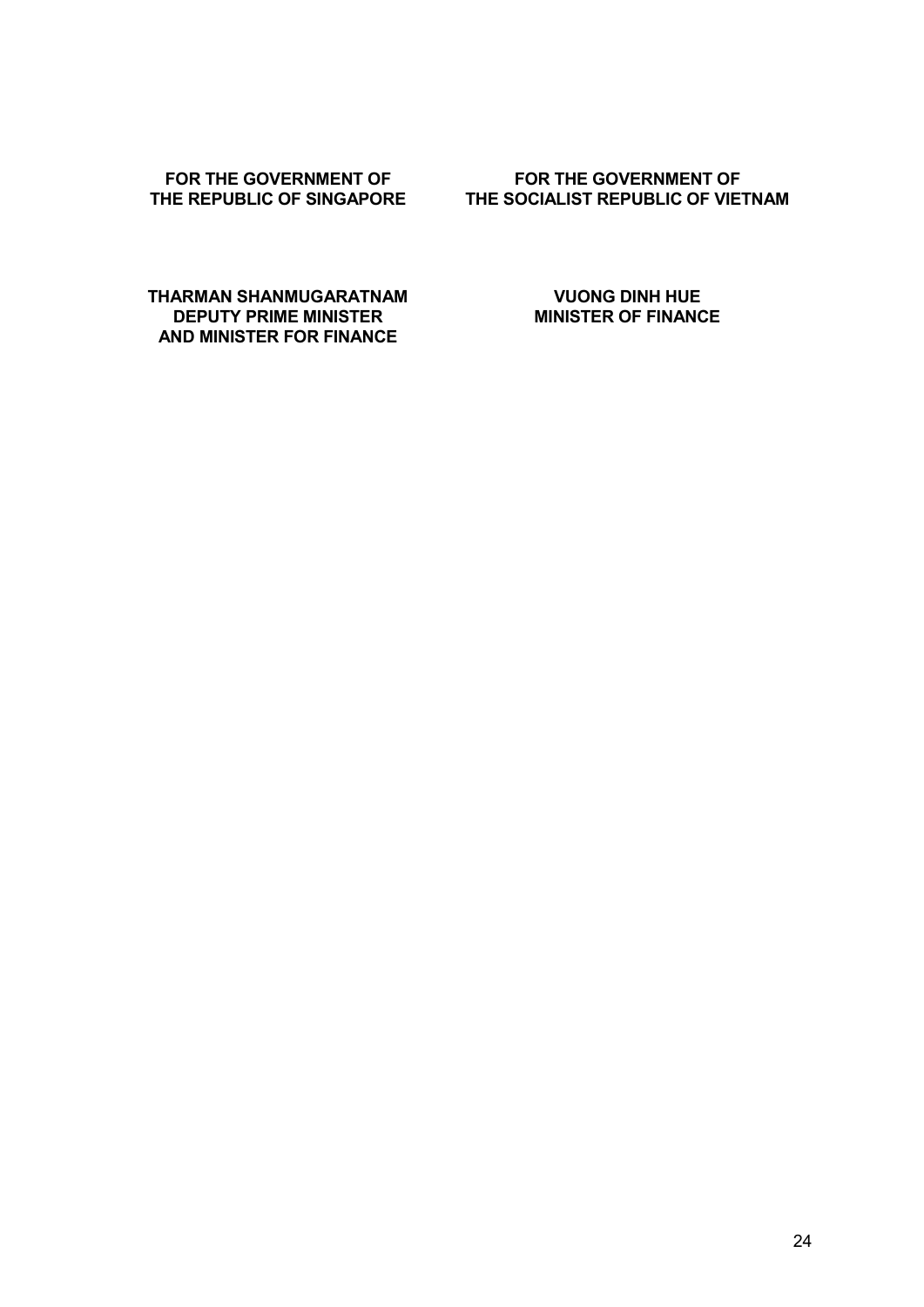| | |
|---|---|
| **FOR THE GOVERNMENT OF THE REPUBLIC OF SINGAPORE** | **FOR THE GOVERNMENT OF THE SOCIALIST REPUBLIC OF VIETNAM** |
| **THARMAN SHANMUGARATNAM DEPUTY PRIME MINISTER AND MINISTER FOR FINANCE** | **VUONG DINH HUE MINISTER OF FINANCE** |